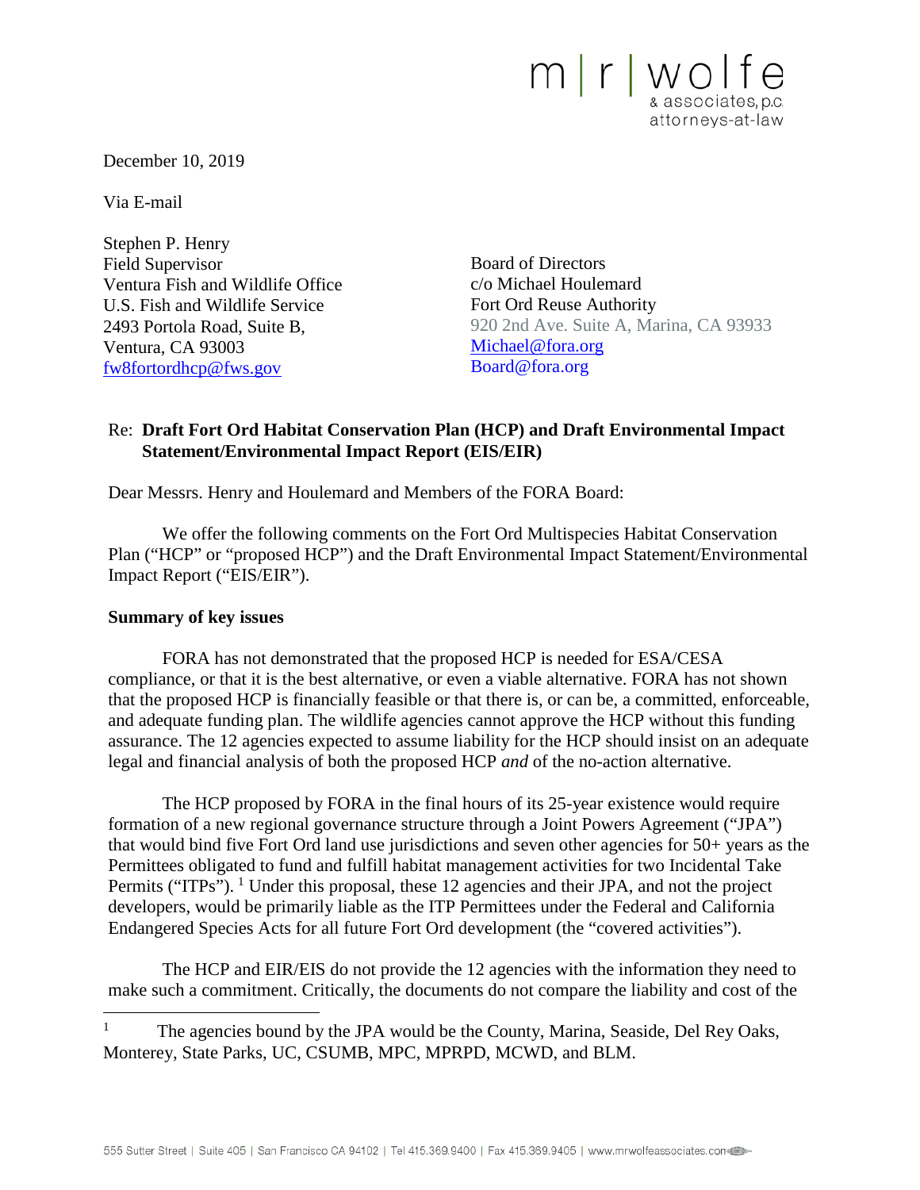m|r|wolfe
& associates, p.c.
attorneys-at-law

December 10, 2019

Via E-mail

Stephen P. Henry
Field Supervisor
Ventura Fish and Wildlife Office
U.S. Fish and Wildlife Service
2493 Portola Road, Suite B,
Ventura, CA 93003
fw8fortordhcp@fws.gov

Board of Directors
c/o Michael Houlemard
Fort Ord Reuse Authority
920 2nd Ave. Suite A, Marina, CA 93933
Michael@fora.org
Board@fora.org

Re: **Draft Fort Ord Habitat Conservation Plan (HCP) and Draft Environmental Impact Statement/Environmental Impact Report (EIS/EIR)**

Dear Messrs. Henry and Houlemard and Members of the FORA Board:

We offer the following comments on the Fort Ord Multispecies Habitat Conservation Plan ("HCP" or "proposed HCP") and the Draft Environmental Impact Statement/Environmental Impact Report ("EIS/EIR").

**Summary of key issues**

FORA has not demonstrated that the proposed HCP is needed for ESA/CESA compliance, or that it is the best alternative, or even a viable alternative. FORA has not shown that the proposed HCP is financially feasible or that there is, or can be, a committed, enforceable, and adequate funding plan. The wildlife agencies cannot approve the HCP without this funding assurance. The 12 agencies expected to assume liability for the HCP should insist on an adequate legal and financial analysis of both the proposed HCP *and* of the no-action alternative.

The HCP proposed by FORA in the final hours of its 25-year existence would require formation of a new regional governance structure through a Joint Powers Agreement ("JPA") that would bind five Fort Ord land use jurisdictions and seven other agencies for 50+ years as the Permittees obligated to fund and fulfill habitat management activities for two Incidental Take Permits ("ITPs").[1] Under this proposal, these 12 agencies and their JPA, and not the project developers, would be primarily liable as the ITP Permittees under the Federal and California Endangered Species Acts for all future Fort Ord development (the "covered activities").

The HCP and EIR/EIS do not provide the 12 agencies with the information they need to make such a commitment. Critically, the documents do not compare the liability and cost of the

[1] The agencies bound by the JPA would be the County, Marina, Seaside, Del Rey Oaks, Monterey, State Parks, UC, CSUMB, MPC, MPRPD, MCWD, and BLM.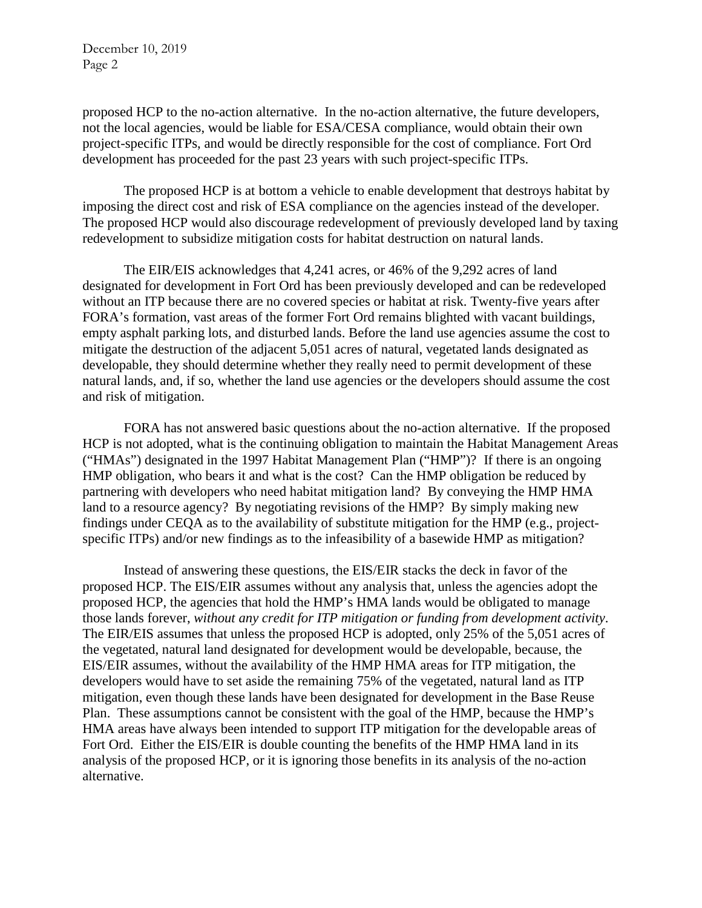proposed HCP to the no-action alternative. In the no-action alternative, the future developers, not the local agencies, would be liable for ESA/CESA compliance, would obtain their own project-specific ITPs, and would be directly responsible for the cost of compliance. Fort Ord development has proceeded for the past 23 years with such project-specific ITPs.

The proposed HCP is at bottom a vehicle to enable development that destroys habitat by imposing the direct cost and risk of ESA compliance on the agencies instead of the developer. The proposed HCP would also discourage redevelopment of previously developed land by taxing redevelopment to subsidize mitigation costs for habitat destruction on natural lands.

The EIR/EIS acknowledges that 4,241 acres, or 46% of the 9,292 acres of land designated for development in Fort Ord has been previously developed and can be redeveloped without an ITP because there are no covered species or habitat at risk. Twenty-five years after FORA's formation, vast areas of the former Fort Ord remains blighted with vacant buildings, empty asphalt parking lots, and disturbed lands. Before the land use agencies assume the cost to mitigate the destruction of the adjacent 5,051 acres of natural, vegetated lands designated as developable, they should determine whether they really need to permit development of these natural lands, and, if so, whether the land use agencies or the developers should assume the cost and risk of mitigation.

FORA has not answered basic questions about the no-action alternative. If the proposed HCP is not adopted, what is the continuing obligation to maintain the Habitat Management Areas ("HMAs") designated in the 1997 Habitat Management Plan ("HMP")? If there is an ongoing HMP obligation, who bears it and what is the cost? Can the HMP obligation be reduced by partnering with developers who need habitat mitigation land? By conveying the HMP HMA land to a resource agency? By negotiating revisions of the HMP? By simply making new findings under CEQA as to the availability of substitute mitigation for the HMP (e.g., project-specific ITPs) and/or new findings as to the infeasibility of a basewide HMP as mitigation?

Instead of answering these questions, the EIS/EIR stacks the deck in favor of the proposed HCP. The EIS/EIR assumes without any analysis that, unless the agencies adopt the proposed HCP, the agencies that hold the HMP's HMA lands would be obligated to manage those lands forever, *without any credit for ITP mitigation or funding from development activity*. The EIR/EIS assumes that unless the proposed HCP is adopted, only 25% of the 5,051 acres of the vegetated, natural land designated for development would be developable, because, the EIS/EIR assumes, without the availability of the HMP HMA areas for ITP mitigation, the developers would have to set aside the remaining 75% of the vegetated, natural land as ITP mitigation, even though these lands have been designated for development in the Base Reuse Plan. These assumptions cannot be consistent with the goal of the HMP, because the HMP's HMA areas have always been intended to support ITP mitigation for the developable areas of Fort Ord. Either the EIS/EIR is double counting the benefits of the HMP HMA land in its analysis of the proposed HCP, or it is ignoring those benefits in its analysis of the no-action alternative.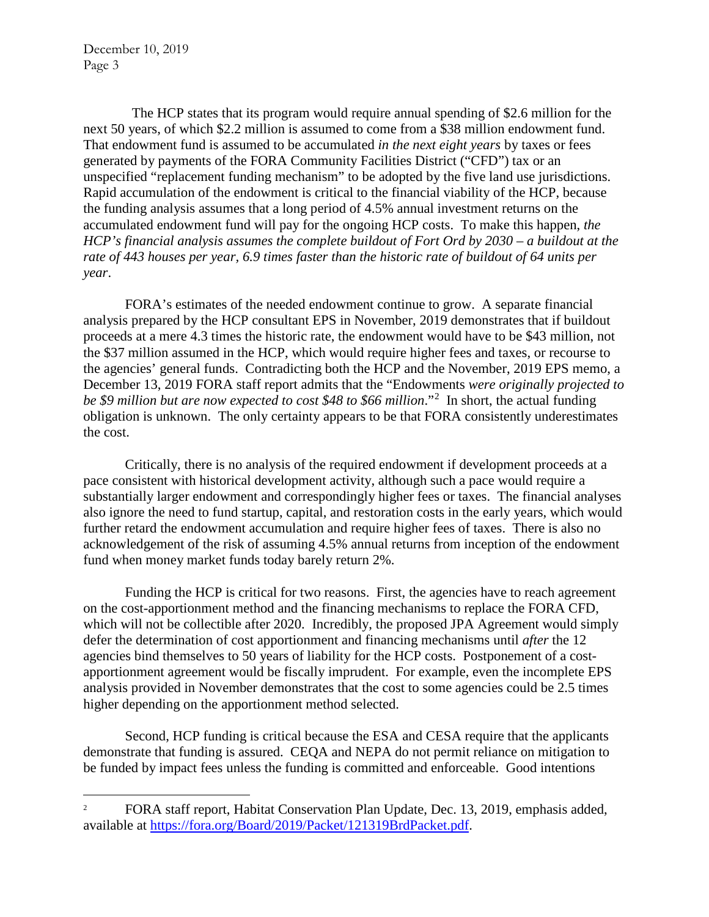The HCP states that its program would require annual spending of $2.6 million for the next 50 years, of which $2.2 million is assumed to come from a $38 million endowment fund. That endowment fund is assumed to be accumulated *in the next eight years* by taxes or fees generated by payments of the FORA Community Facilities District ("CFD") tax or an unspecified "replacement funding mechanism" to be adopted by the five land use jurisdictions. Rapid accumulation of the endowment is critical to the financial viability of the HCP, because the funding analysis assumes that a long period of 4.5% annual investment returns on the accumulated endowment fund will pay for the ongoing HCP costs. To make this happen, *the HCP's financial analysis assumes the complete buildout of Fort Ord by 2030 – a buildout at the rate of 443 houses per year, 6.9 times faster than the historic rate of buildout of 64 units per year*.

FORA's estimates of the needed endowment continue to grow. A separate financial analysis prepared by the HCP consultant EPS in November, 2019 demonstrates that if buildout proceeds at a mere 4.3 times the historic rate, the endowment would have to be $43 million, not the $37 million assumed in the HCP, which would require higher fees and taxes, or recourse to the agencies' general funds. Contradicting both the HCP and the November, 2019 EPS memo, a December 13, 2019 FORA staff report admits that the "Endowments *were originally projected to be $9 million but are now expected to cost $48 to $66 million*."[2] In short, the actual funding obligation is unknown. The only certainty appears to be that FORA consistently underestimates the cost.

Critically, there is no analysis of the required endowment if development proceeds at a pace consistent with historical development activity, although such a pace would require a substantially larger endowment and correspondingly higher fees or taxes. The financial analyses also ignore the need to fund startup, capital, and restoration costs in the early years, which would further retard the endowment accumulation and require higher fees of taxes. There is also no acknowledgement of the risk of assuming 4.5% annual returns from inception of the endowment fund when money market funds today barely return 2%.

Funding the HCP is critical for two reasons. First, the agencies have to reach agreement on the cost-apportionment method and the financing mechanisms to replace the FORA CFD, which will not be collectible after 2020. Incredibly, the proposed JPA Agreement would simply defer the determination of cost apportionment and financing mechanisms until *after* the 12 agencies bind themselves to 50 years of liability for the HCP costs. Postponement of a cost-apportionment agreement would be fiscally imprudent. For example, even the incomplete EPS analysis provided in November demonstrates that the cost to some agencies could be 2.5 times higher depending on the apportionment method selected.

Second, HCP funding is critical because the ESA and CESA require that the applicants demonstrate that funding is assured. CEQA and NEPA do not permit reliance on mitigation to be funded by impact fees unless the funding is committed and enforceable. Good intentions

---

[2] FORA staff report, Habitat Conservation Plan Update, Dec. 13, 2019, emphasis added, available at https://fora.org/Board/2019/Packet/121319BrdPacket.pdf.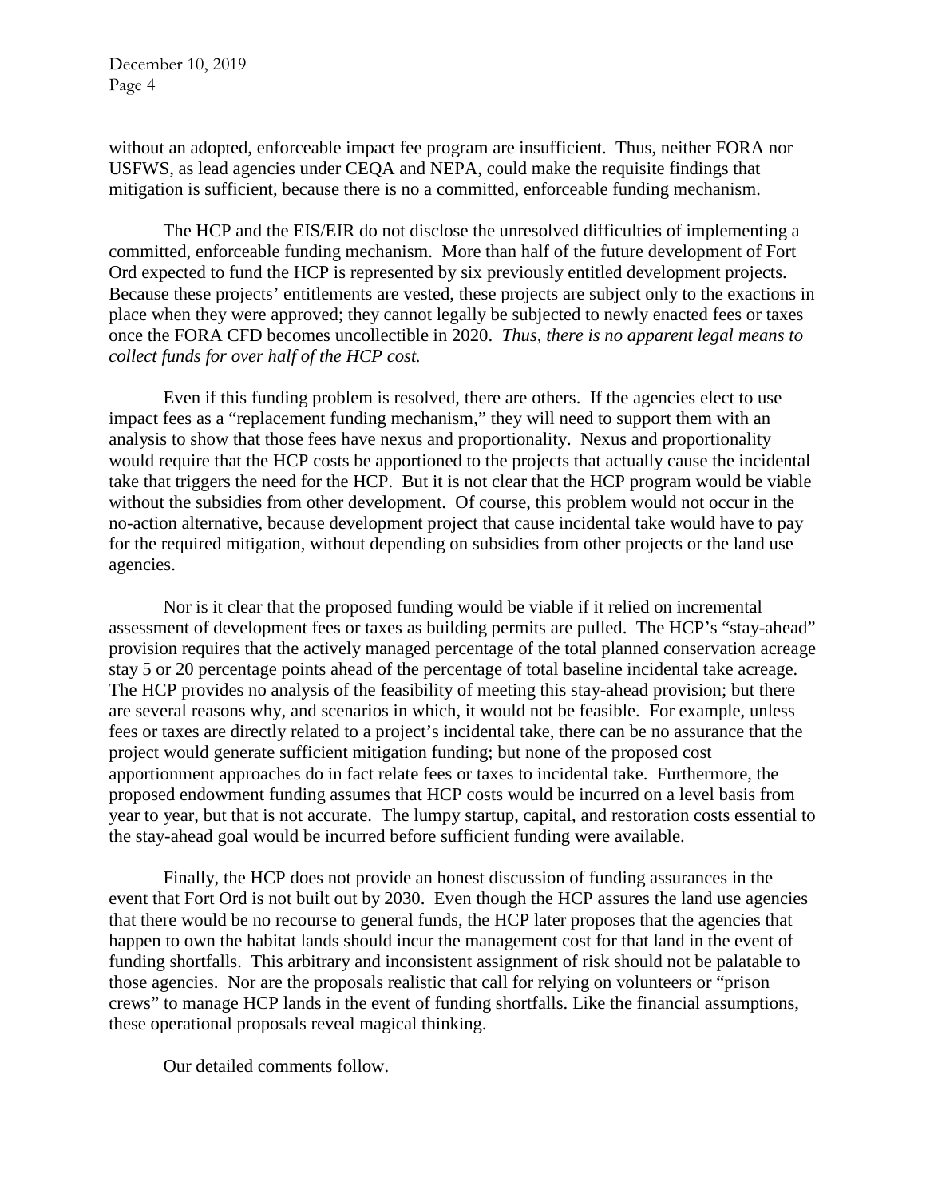without an adopted, enforceable impact fee program are insufficient. Thus, neither FORA nor USFWS, as lead agencies under CEQA and NEPA, could make the requisite findings that mitigation is sufficient, because there is no a committed, enforceable funding mechanism.

The HCP and the EIS/EIR do not disclose the unresolved difficulties of implementing a committed, enforceable funding mechanism. More than half of the future development of Fort Ord expected to fund the HCP is represented by six previously entitled development projects. Because these projects' entitlements are vested, these projects are subject only to the exactions in place when they were approved; they cannot legally be subjected to newly enacted fees or taxes once the FORA CFD becomes uncollectible in 2020. *Thus, there is no apparent legal means to collect funds for over half of the HCP cost.*

Even if this funding problem is resolved, there are others. If the agencies elect to use impact fees as a "replacement funding mechanism," they will need to support them with an analysis to show that those fees have nexus and proportionality. Nexus and proportionality would require that the HCP costs be apportioned to the projects that actually cause the incidental take that triggers the need for the HCP. But it is not clear that the HCP program would be viable without the subsidies from other development. Of course, this problem would not occur in the no-action alternative, because development project that cause incidental take would have to pay for the required mitigation, without depending on subsidies from other projects or the land use agencies.

Nor is it clear that the proposed funding would be viable if it relied on incremental assessment of development fees or taxes as building permits are pulled. The HCP's "stay-ahead" provision requires that the actively managed percentage of the total planned conservation acreage stay 5 or 20 percentage points ahead of the percentage of total baseline incidental take acreage. The HCP provides no analysis of the feasibility of meeting this stay-ahead provision; but there are several reasons why, and scenarios in which, it would not be feasible. For example, unless fees or taxes are directly related to a project's incidental take, there can be no assurance that the project would generate sufficient mitigation funding; but none of the proposed cost apportionment approaches do in fact relate fees or taxes to incidental take. Furthermore, the proposed endowment funding assumes that HCP costs would be incurred on a level basis from year to year, but that is not accurate. The lumpy startup, capital, and restoration costs essential to the stay-ahead goal would be incurred before sufficient funding were available.

Finally, the HCP does not provide an honest discussion of funding assurances in the event that Fort Ord is not built out by 2030. Even though the HCP assures the land use agencies that there would be no recourse to general funds, the HCP later proposes that the agencies that happen to own the habitat lands should incur the management cost for that land in the event of funding shortfalls. This arbitrary and inconsistent assignment of risk should not be palatable to those agencies. Nor are the proposals realistic that call for relying on volunteers or "prison crews" to manage HCP lands in the event of funding shortfalls. Like the financial assumptions, these operational proposals reveal magical thinking.

Our detailed comments follow.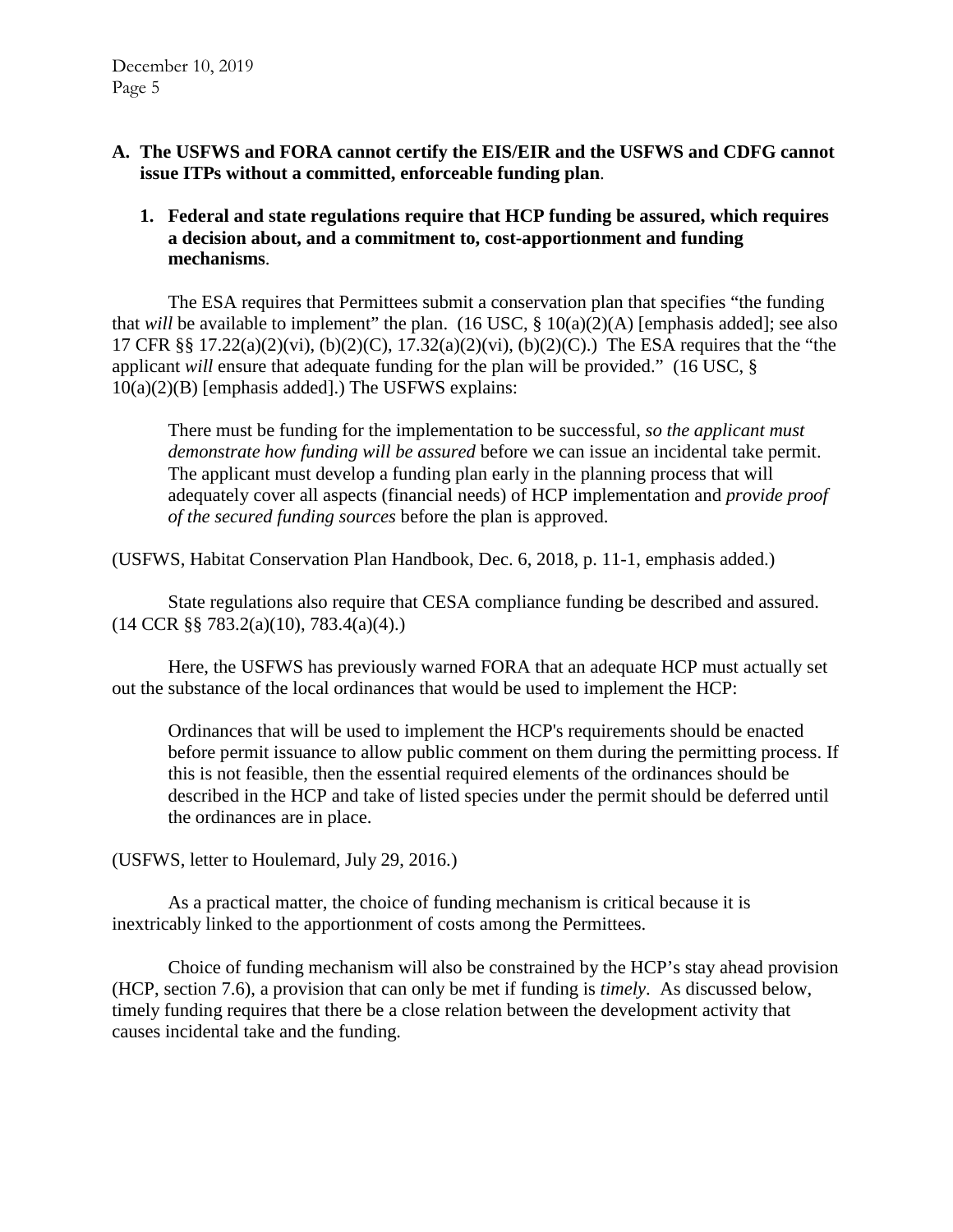**A. The USFWS and FORA cannot certify the EIS/EIR and the USFWS and CDFG cannot issue ITPs without a committed, enforceable funding plan.**

**1. Federal and state regulations require that HCP funding be assured, which requires a decision about, and a commitment to, cost-apportionment and funding mechanisms.**

The ESA requires that Permittees submit a conservation plan that specifies "the funding that *will* be available to implement" the plan. (16 USC, § 10(a)(2)(A) [emphasis added]; see also 17 CFR §§ 17.22(a)(2)(vi), (b)(2)(C), 17.32(a)(2)(vi), (b)(2)(C).) The ESA requires that the "the applicant *will* ensure that adequate funding for the plan will be provided." (16 USC, § 10(a)(2)(B) [emphasis added].) The USFWS explains:

> There must be funding for the implementation to be successful, *so the applicant must demonstrate how funding will be assured* before we can issue an incidental take permit. The applicant must develop a funding plan early in the planning process that will adequately cover all aspects (financial needs) of HCP implementation and *provide proof of the secured funding sources* before the plan is approved.

(USFWS, Habitat Conservation Plan Handbook, Dec. 6, 2018, p. 11-1, emphasis added.)

State regulations also require that CESA compliance funding be described and assured. (14 CCR §§ 783.2(a)(10), 783.4(a)(4).)

Here, the USFWS has previously warned FORA that an adequate HCP must actually set out the substance of the local ordinances that would be used to implement the HCP:

> Ordinances that will be used to implement the HCP's requirements should be enacted before permit issuance to allow public comment on them during the permitting process. If this is not feasible, then the essential required elements of the ordinances should be described in the HCP and take of listed species under the permit should be deferred until the ordinances are in place.

(USFWS, letter to Houlemard, July 29, 2016.)

As a practical matter, the choice of funding mechanism is critical because it is inextricably linked to the apportionment of costs among the Permittees.

Choice of funding mechanism will also be constrained by the HCP's stay ahead provision (HCP, section 7.6), a provision that can only be met if funding is *timely*. As discussed below, timely funding requires that there be a close relation between the development activity that causes incidental take and the funding.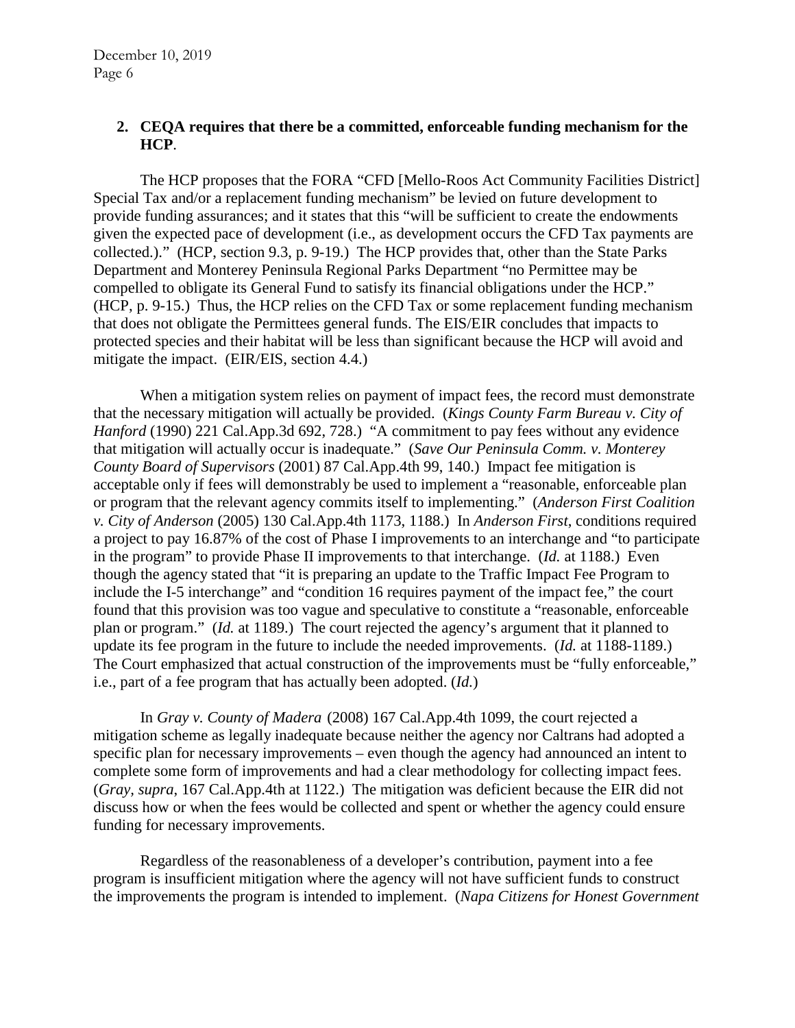**2. CEQA requires that there be a committed, enforceable funding mechanism for the HCP.**

The HCP proposes that the FORA "CFD [Mello-Roos Act Community Facilities District] Special Tax and/or a replacement funding mechanism" be levied on future development to provide funding assurances; and it states that this "will be sufficient to create the endowments given the expected pace of development (i.e., as development occurs the CFD Tax payments are collected.)." (HCP, section 9.3, p. 9-19.) The HCP provides that, other than the State Parks Department and Monterey Peninsula Regional Parks Department "no Permittee may be compelled to obligate its General Fund to satisfy its financial obligations under the HCP." (HCP, p. 9-15.) Thus, the HCP relies on the CFD Tax or some replacement funding mechanism that does not obligate the Permittees general funds. The EIS/EIR concludes that impacts to protected species and their habitat will be less than significant because the HCP will avoid and mitigate the impact. (EIR/EIS, section 4.4.)

When a mitigation system relies on payment of impact fees, the record must demonstrate that the necessary mitigation will actually be provided. (*Kings County Farm Bureau v. City of Hanford* (1990) 221 Cal.App.3d 692, 728.) "A commitment to pay fees without any evidence that mitigation will actually occur is inadequate." (*Save Our Peninsula Comm. v. Monterey County Board of Supervisors* (2001) 87 Cal.App.4th 99, 140.) Impact fee mitigation is acceptable only if fees will demonstrably be used to implement a "reasonable, enforceable plan or program that the relevant agency commits itself to implementing." (*Anderson First Coalition v. City of Anderson* (2005) 130 Cal.App.4th 1173, 1188.) In *Anderson First*, conditions required a project to pay 16.87% of the cost of Phase I improvements to an interchange and "to participate in the program" to provide Phase II improvements to that interchange. (*Id.* at 1188.) Even though the agency stated that "it is preparing an update to the Traffic Impact Fee Program to include the I-5 interchange" and "condition 16 requires payment of the impact fee," the court found that this provision was too vague and speculative to constitute a "reasonable, enforceable plan or program." (*Id.* at 1189.) The court rejected the agency's argument that it planned to update its fee program in the future to include the needed improvements. (*Id.* at 1188-1189.) The Court emphasized that actual construction of the improvements must be "fully enforceable," i.e., part of a fee program that has actually been adopted. (*Id.*)

In *Gray v. County of Madera* (2008) 167 Cal.App.4th 1099, the court rejected a mitigation scheme as legally inadequate because neither the agency nor Caltrans had adopted a specific plan for necessary improvements – even though the agency had announced an intent to complete some form of improvements and had a clear methodology for collecting impact fees. (*Gray, supra*, 167 Cal.App.4th at 1122.) The mitigation was deficient because the EIR did not discuss how or when the fees would be collected and spent or whether the agency could ensure funding for necessary improvements.

Regardless of the reasonableness of a developer's contribution, payment into a fee program is insufficient mitigation where the agency will not have sufficient funds to construct the improvements the program is intended to implement. (*Napa Citizens for Honest Government*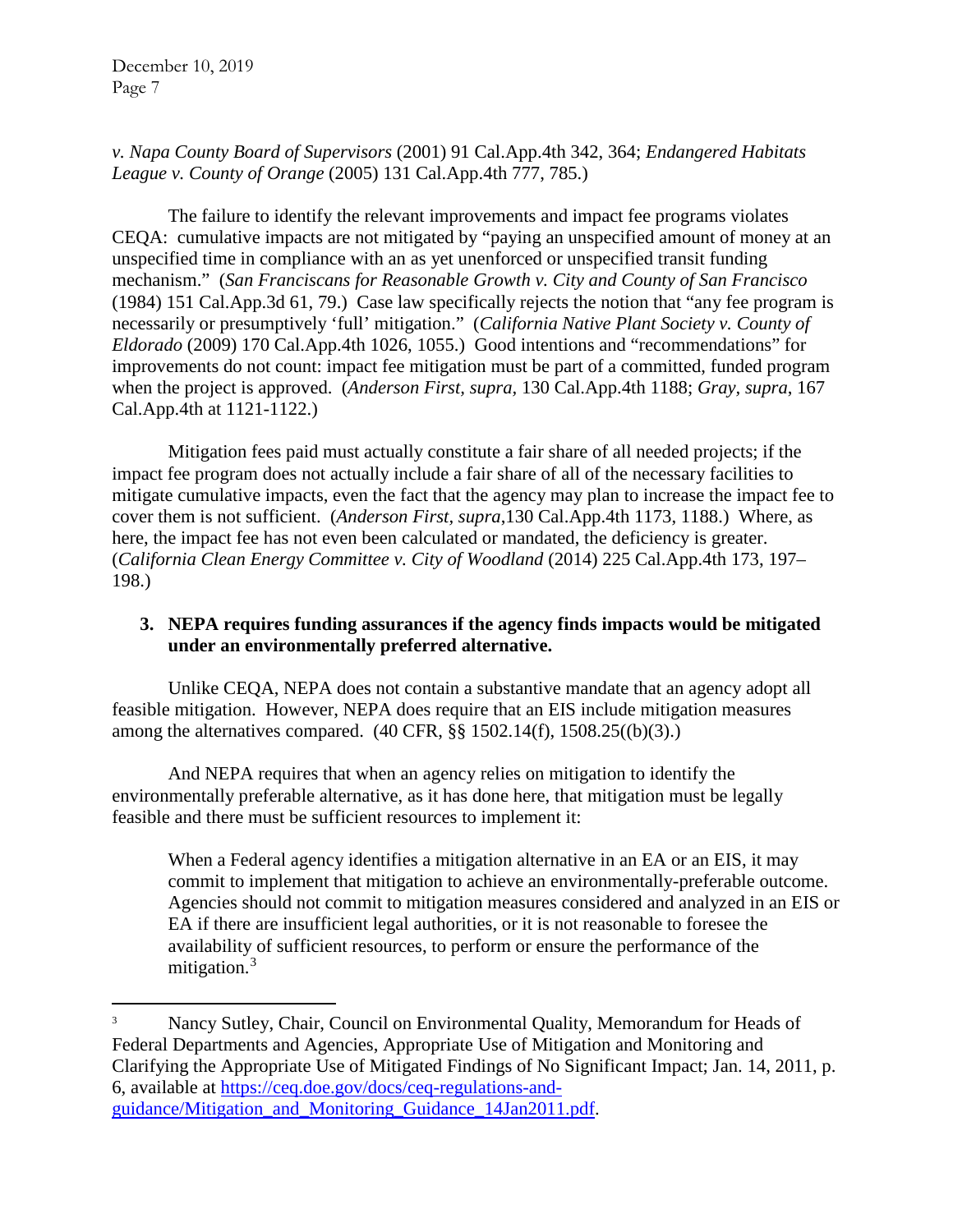*v. Napa County Board of Supervisors* (2001) 91 Cal.App.4th 342, 364; *Endangered Habitats League v. County of Orange* (2005) 131 Cal.App.4th 777, 785.)

The failure to identify the relevant improvements and impact fee programs violates CEQA: cumulative impacts are not mitigated by "paying an unspecified amount of money at an unspecified time in compliance with an as yet unenforced or unspecified transit funding mechanism." (*San Franciscans for Reasonable Growth v. City and County of San Francisco* (1984) 151 Cal.App.3d 61, 79.) Case law specifically rejects the notion that "any fee program is necessarily or presumptively 'full' mitigation." (*California Native Plant Society v. County of Eldorado* (2009) 170 Cal.App.4th 1026, 1055.) Good intentions and "recommendations" for improvements do not count: impact fee mitigation must be part of a committed, funded program when the project is approved. (*Anderson First, supra*, 130 Cal.App.4th 1188; *Gray*, *supra*, 167 Cal.App.4th at 1121-1122.)

Mitigation fees paid must actually constitute a fair share of all needed projects; if the impact fee program does not actually include a fair share of all of the necessary facilities to mitigate cumulative impacts, even the fact that the agency may plan to increase the impact fee to cover them is not sufficient. (*Anderson First, supra*,130 Cal.App.4th 1173, 1188.) Where, as here, the impact fee has not even been calculated or mandated, the deficiency is greater. (*California Clean Energy Committee v. City of Woodland* (2014) 225 Cal.App.4th 173, 197–198.)

**3. NEPA requires funding assurances if the agency finds impacts would be mitigated under an environmentally preferred alternative.**

Unlike CEQA, NEPA does not contain a substantive mandate that an agency adopt all feasible mitigation. However, NEPA does require that an EIS include mitigation measures among the alternatives compared. (40 CFR, §§ 1502.14(f), 1508.25((b)(3).)

And NEPA requires that when an agency relies on mitigation to identify the environmentally preferable alternative, as it has done here, that mitigation must be legally feasible and there must be sufficient resources to implement it:

> When a Federal agency identifies a mitigation alternative in an EA or an EIS, it may commit to implement that mitigation to achieve an environmentally-preferable outcome. Agencies should not commit to mitigation measures considered and analyzed in an EIS or EA if there are insufficient legal authorities, or it is not reasonable to foresee the availability of sufficient resources, to perform or ensure the performance of the mitigation.[3]

---

[3] Nancy Sutley, Chair, Council on Environmental Quality, Memorandum for Heads of Federal Departments and Agencies, Appropriate Use of Mitigation and Monitoring and Clarifying the Appropriate Use of Mitigated Findings of No Significant Impact; Jan. 14, 2011, p. 6, available at https://ceq.doe.gov/docs/ceq-regulations-and-guidance/Mitigation_and_Monitoring_Guidance_14Jan2011.pdf.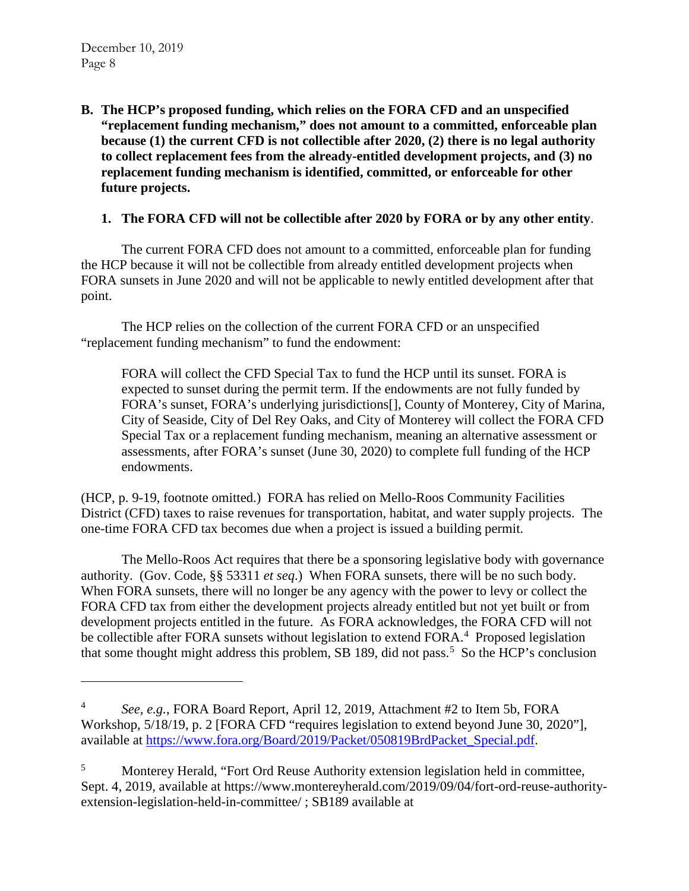**B. The HCP's proposed funding, which relies on the FORA CFD and an unspecified "replacement funding mechanism," does not amount to a committed, enforceable plan because (1) the current CFD is not collectible after 2020, (2) there is no legal authority to collect replacement fees from the already-entitled development projects, and (3) no replacement funding mechanism is identified, committed, or enforceable for other future projects.**

**1. The FORA CFD will not be collectible after 2020 by FORA or by any other entity**.

The current FORA CFD does not amount to a committed, enforceable plan for funding the HCP because it will not be collectible from already entitled development projects when FORA sunsets in June 2020 and will not be applicable to newly entitled development after that point.

The HCP relies on the collection of the current FORA CFD or an unspecified "replacement funding mechanism" to fund the endowment:

> FORA will collect the CFD Special Tax to fund the HCP until its sunset. FORA is expected to sunset during the permit term. If the endowments are not fully funded by FORA's sunset, FORA's underlying jurisdictions[], County of Monterey, City of Marina, City of Seaside, City of Del Rey Oaks, and City of Monterey will collect the FORA CFD Special Tax or a replacement funding mechanism, meaning an alternative assessment or assessments, after FORA's sunset (June 30, 2020) to complete full funding of the HCP endowments.

(HCP, p. 9-19, footnote omitted.) FORA has relied on Mello-Roos Community Facilities District (CFD) taxes to raise revenues for transportation, habitat, and water supply projects. The one-time FORA CFD tax becomes due when a project is issued a building permit.

The Mello-Roos Act requires that there be a sponsoring legislative body with governance authority. (Gov. Code, §§ 53311 *et seq.*) When FORA sunsets, there will be no such body. When FORA sunsets, there will no longer be any agency with the power to levy or collect the FORA CFD tax from either the development projects already entitled but not yet built or from development projects entitled in the future. As FORA acknowledges, the FORA CFD will not be collectible after FORA sunsets without legislation to extend FORA.[4] Proposed legislation that some thought might address this problem, SB 189, did not pass.[5] So the HCP's conclusion

---

[4] *See, e.g.*, FORA Board Report, April 12, 2019, Attachment #2 to Item 5b, FORA Workshop, 5/18/19, p. 2 [FORA CFD "requires legislation to extend beyond June 30, 2020"], available at https://www.fora.org/Board/2019/Packet/050819BrdPacket_Special.pdf.

[5] Monterey Herald, "Fort Ord Reuse Authority extension legislation held in committee, Sept. 4, 2019, available at https://www.montereyherald.com/2019/09/04/fort-ord-reuse-authority-extension-legislation-held-in-committee/ ; SB189 available at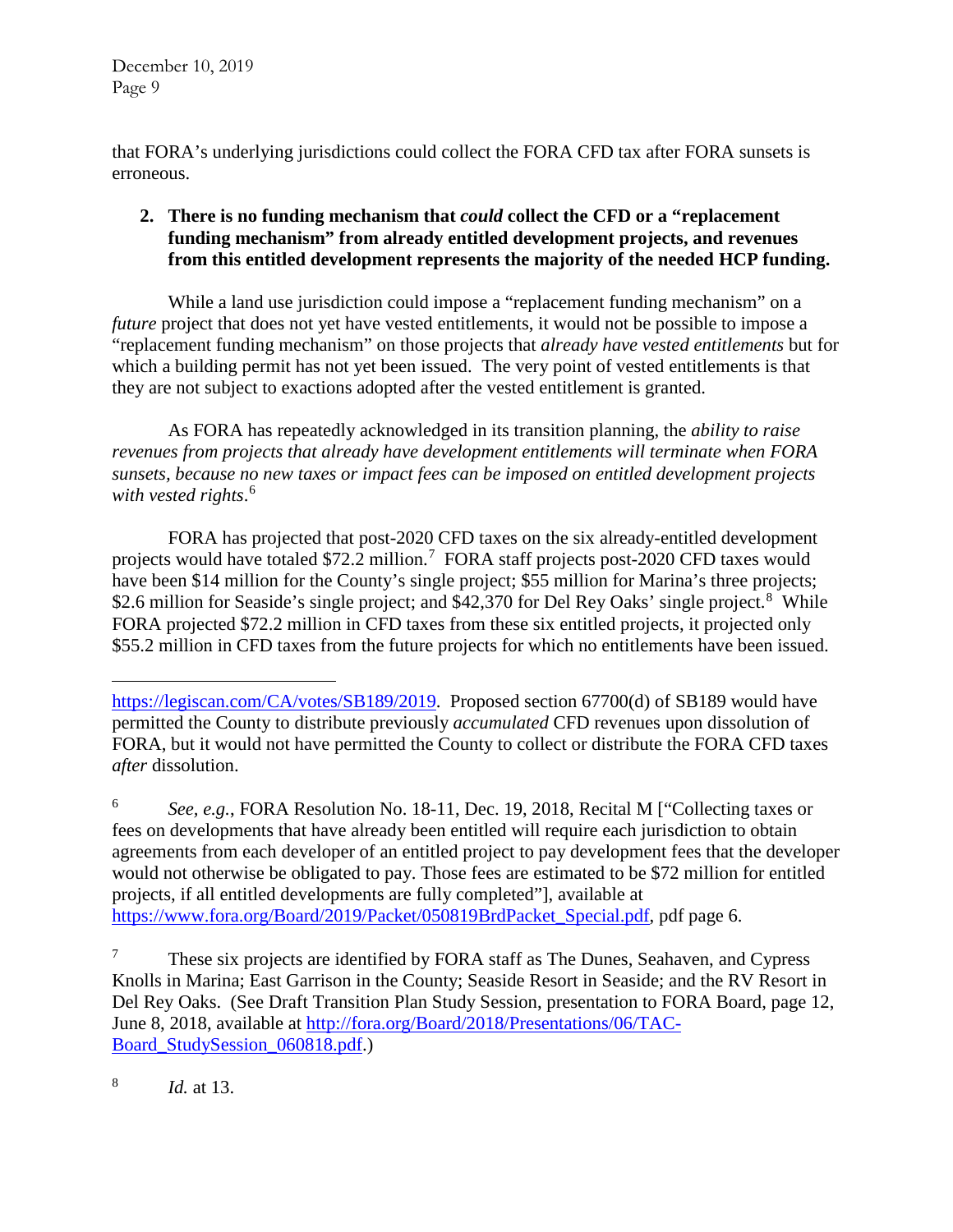that FORA's underlying jurisdictions could collect the FORA CFD tax after FORA sunsets is erroneous.

**2. There is no funding mechanism that *could* collect the CFD or a "replacement funding mechanism" from already entitled development projects, and revenues from this entitled development represents the majority of the needed HCP funding.**

While a land use jurisdiction could impose a "replacement funding mechanism" on a *future* project that does not yet have vested entitlements, it would not be possible to impose a "replacement funding mechanism" on those projects that *already have vested entitlements* but for which a building permit has not yet been issued. The very point of vested entitlements is that they are not subject to exactions adopted after the vested entitlement is granted.

As FORA has repeatedly acknowledged in its transition planning, the *ability to raise revenues from projects that already have development entitlements will terminate when FORA sunsets, because no new taxes or impact fees can be imposed on entitled development projects with vested rights*.[6]

FORA has projected that post-2020 CFD taxes on the six already-entitled development projects would have totaled $72.2 million.[7] FORA staff projects post-2020 CFD taxes would have been $14 million for the County's single project; $55 million for Marina's three projects; $2.6 million for Seaside's single project; and $42,370 for Del Rey Oaks' single project.[8] While FORA projected $72.2 million in CFD taxes from these six entitled projects, it projected only $55.2 million in CFD taxes from the future projects for which no entitlements have been issued.

---

https://legiscan.com/CA/votes/SB189/2019. Proposed section 67700(d) of SB189 would have permitted the County to distribute previously *accumulated* CFD revenues upon dissolution of FORA, but it would not have permitted the County to collect or distribute the FORA CFD taxes *after* dissolution.

[6] *See, e.g.*, FORA Resolution No. 18-11, Dec. 19, 2018, Recital M ["Collecting taxes or fees on developments that have already been entitled will require each jurisdiction to obtain agreements from each developer of an entitled project to pay development fees that the developer would not otherwise be obligated to pay. Those fees are estimated to be $72 million for entitled projects, if all entitled developments are fully completed"], available at https://www.fora.org/Board/2019/Packet/050819BrdPacket_Special.pdf, pdf page 6.

[7] These six projects are identified by FORA staff as The Dunes, Seahaven, and Cypress Knolls in Marina; East Garrison in the County; Seaside Resort in Seaside; and the RV Resort in Del Rey Oaks. (See Draft Transition Plan Study Session, presentation to FORA Board, page 12, June 8, 2018, available at http://fora.org/Board/2018/Presentations/06/TAC-Board_StudySession_060818.pdf.)

[8] *Id.* at 13.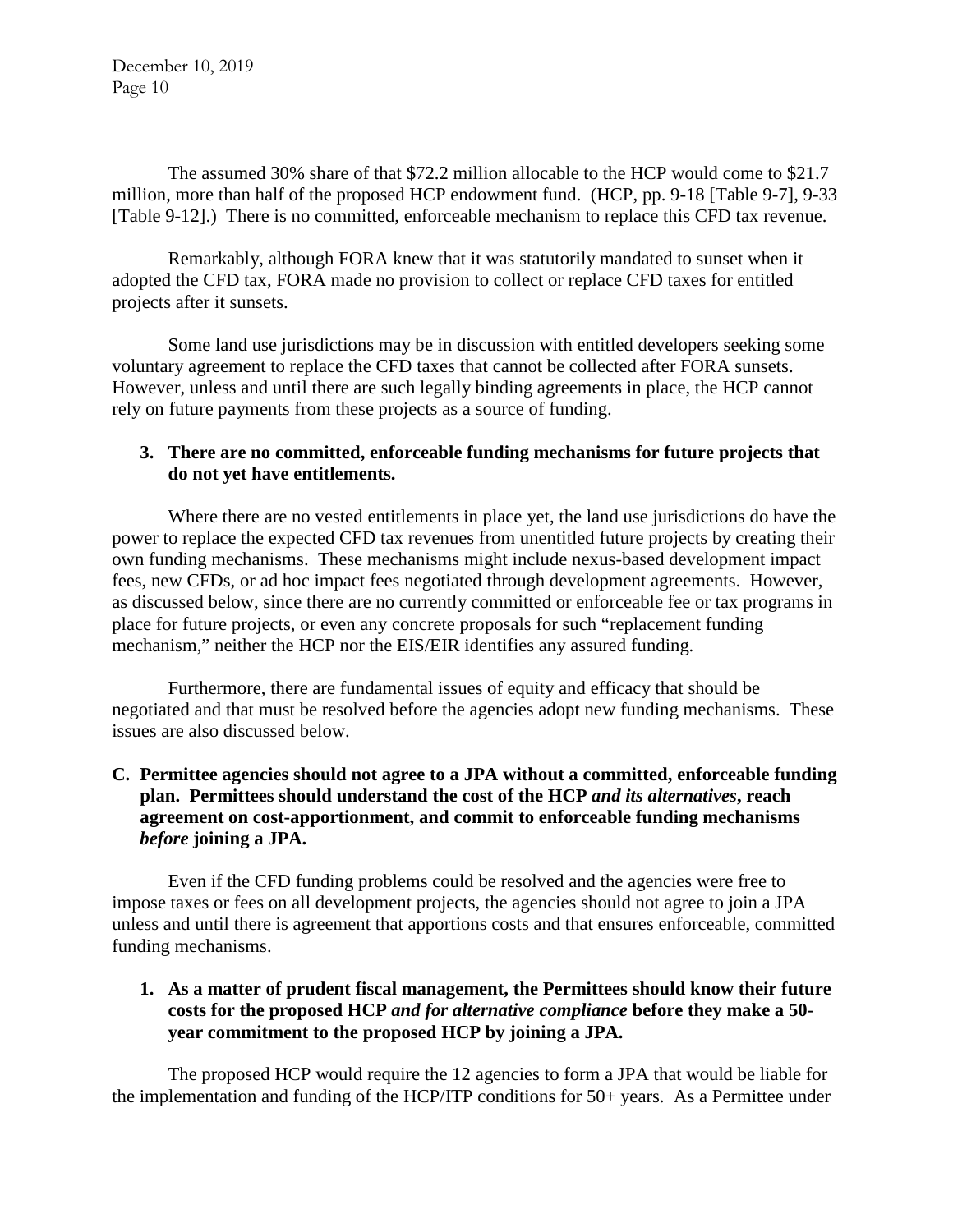The assumed 30% share of that $72.2 million allocable to the HCP would come to $21.7 million, more than half of the proposed HCP endowment fund. (HCP, pp. 9-18 [Table 9-7], 9-33 [Table 9-12].) There is no committed, enforceable mechanism to replace this CFD tax revenue.

Remarkably, although FORA knew that it was statutorily mandated to sunset when it adopted the CFD tax, FORA made no provision to collect or replace CFD taxes for entitled projects after it sunsets.

Some land use jurisdictions may be in discussion with entitled developers seeking some voluntary agreement to replace the CFD taxes that cannot be collected after FORA sunsets. However, unless and until there are such legally binding agreements in place, the HCP cannot rely on future payments from these projects as a source of funding.

**3. There are no committed, enforceable funding mechanisms for future projects that do not yet have entitlements.**

Where there are no vested entitlements in place yet, the land use jurisdictions do have the power to replace the expected CFD tax revenues from unentitled future projects by creating their own funding mechanisms. These mechanisms might include nexus-based development impact fees, new CFDs, or ad hoc impact fees negotiated through development agreements. However, as discussed below, since there are no currently committed or enforceable fee or tax programs in place for future projects, or even any concrete proposals for such "replacement funding mechanism," neither the HCP nor the EIS/EIR identifies any assured funding.

Furthermore, there are fundamental issues of equity and efficacy that should be negotiated and that must be resolved before the agencies adopt new funding mechanisms. These issues are also discussed below.

**C. Permittee agencies should not agree to a JPA without a committed, enforceable funding plan. Permittees should understand the cost of the HCP *and its alternatives*, reach agreement on cost-apportionment, and commit to enforceable funding mechanisms *before* joining a JPA.**

Even if the CFD funding problems could be resolved and the agencies were free to impose taxes or fees on all development projects, the agencies should not agree to join a JPA unless and until there is agreement that apportions costs and that ensures enforceable, committed funding mechanisms.

**1. As a matter of prudent fiscal management, the Permittees should know their future costs for the proposed HCP *and for alternative compliance* before they make a 50-year commitment to the proposed HCP by joining a JPA.**

The proposed HCP would require the 12 agencies to form a JPA that would be liable for the implementation and funding of the HCP/ITP conditions for 50+ years. As a Permittee under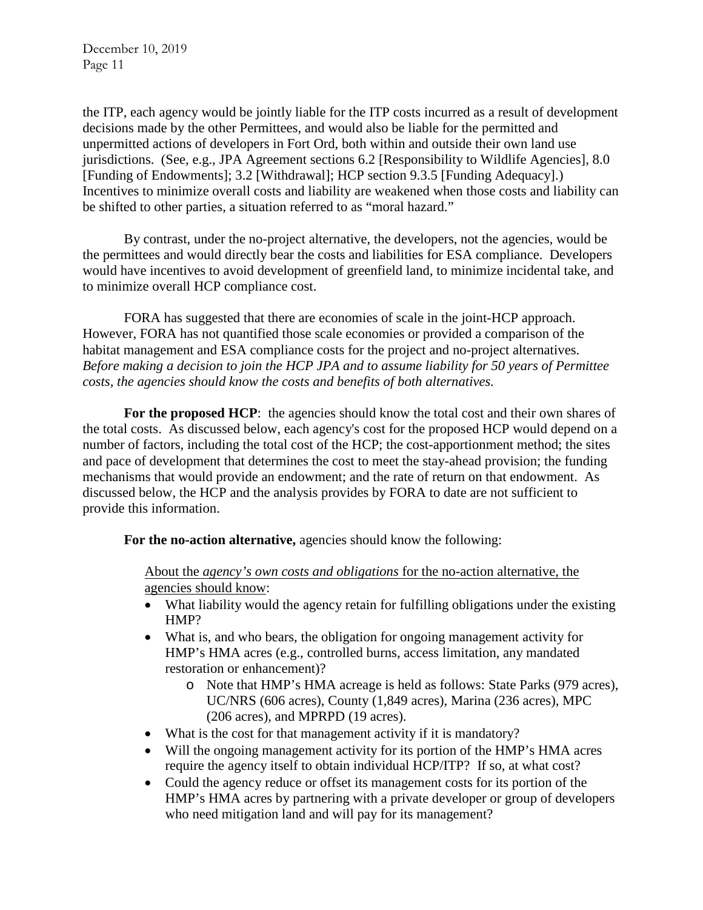the ITP, each agency would be jointly liable for the ITP costs incurred as a result of development decisions made by the other Permittees, and would also be liable for the permitted and unpermitted actions of developers in Fort Ord, both within and outside their own land use jurisdictions. (See, e.g., JPA Agreement sections 6.2 [Responsibility to Wildlife Agencies], 8.0 [Funding of Endowments]; 3.2 [Withdrawal]; HCP section 9.3.5 [Funding Adequacy].) Incentives to minimize overall costs and liability are weakened when those costs and liability can be shifted to other parties, a situation referred to as "moral hazard."

By contrast, under the no-project alternative, the developers, not the agencies, would be the permittees and would directly bear the costs and liabilities for ESA compliance. Developers would have incentives to avoid development of greenfield land, to minimize incidental take, and to minimize overall HCP compliance cost.

FORA has suggested that there are economies of scale in the joint-HCP approach. However, FORA has not quantified those scale economies or provided a comparison of the habitat management and ESA compliance costs for the project and no-project alternatives. *Before making a decision to join the HCP JPA and to assume liability for 50 years of Permittee costs, the agencies should know the costs and benefits of both alternatives.*

**For the proposed HCP**: the agencies should know the total cost and their own shares of the total costs. As discussed below, each agency's cost for the proposed HCP would depend on a number of factors, including the total cost of the HCP; the cost-apportionment method; the sites and pace of development that determines the cost to meet the stay-ahead provision; the funding mechanisms that would provide an endowment; and the rate of return on that endowment. As discussed below, the HCP and the analysis provides by FORA to date are not sufficient to provide this information.

**For the no-action alternative,** agencies should know the following:

<u>About the *agency's own costs and obligations* for the no-action alternative, the agencies should know</u>:

- What liability would the agency retain for fulfilling obligations under the existing HMP?
- What is, and who bears, the obligation for ongoing management activity for HMP's HMA acres (e.g., controlled burns, access limitation, any mandated restoration or enhancement)?
  - Note that HMP's HMA acreage is held as follows: State Parks (979 acres), UC/NRS (606 acres), County (1,849 acres), Marina (236 acres), MPC (206 acres), and MPRPD (19 acres).
- What is the cost for that management activity if it is mandatory?
- Will the ongoing management activity for its portion of the HMP's HMA acres require the agency itself to obtain individual HCP/ITP? If so, at what cost?
- Could the agency reduce or offset its management costs for its portion of the HMP's HMA acres by partnering with a private developer or group of developers who need mitigation land and will pay for its management?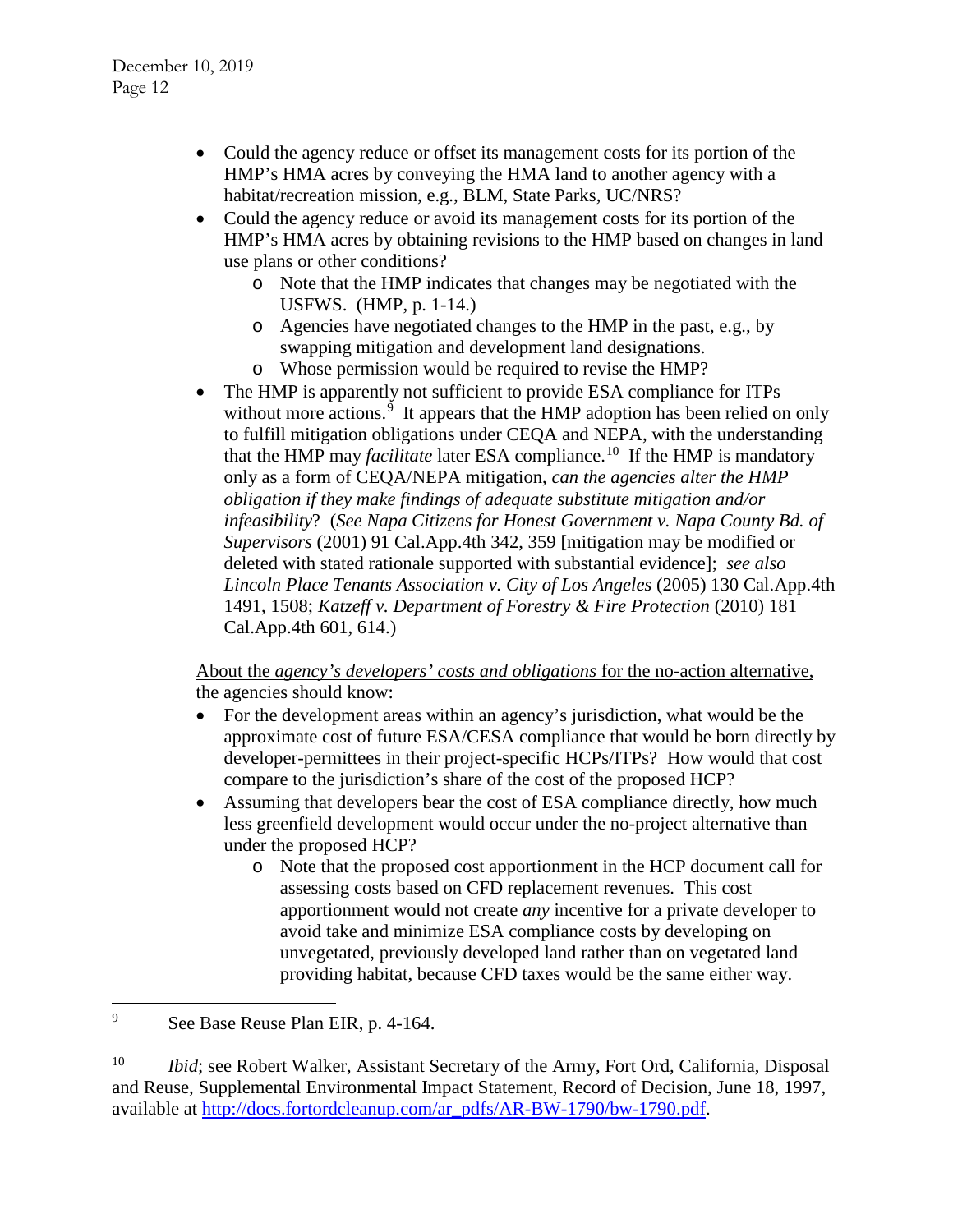- Could the agency reduce or offset its management costs for its portion of the HMP's HMA acres by conveying the HMA land to another agency with a habitat/recreation mission, e.g., BLM, State Parks, UC/NRS?
- Could the agency reduce or avoid its management costs for its portion of the HMP's HMA acres by obtaining revisions to the HMP based on changes in land use plans or other conditions?
    - Note that the HMP indicates that changes may be negotiated with the USFWS. (HMP, p. 1-14.)
    - Agencies have negotiated changes to the HMP in the past, e.g., by swapping mitigation and development land designations.
    - Whose permission would be required to revise the HMP?
- The HMP is apparently not sufficient to provide ESA compliance for ITPs without more actions.[9] It appears that the HMP adoption has been relied on only to fulfill mitigation obligations under CEQA and NEPA, with the understanding that the HMP may *facilitate* later ESA compliance.[10] If the HMP is mandatory only as a form of CEQA/NEPA mitigation, *can the agencies alter the HMP obligation if they make findings of adequate substitute mitigation and/or infeasibility*? (*See Napa Citizens for Honest Government v. Napa County Bd. of Supervisors* (2001) 91 Cal.App.4th 342, 359 [mitigation may be modified or deleted with stated rationale supported with substantial evidence]; *see also Lincoln Place Tenants Association v. City of Los Angeles* (2005) 130 Cal.App.4th 1491, 1508; *Katzeff v. Department of Forestry & Fire Protection* (2010) 181 Cal.App.4th 601, 614.)

<u>About the *agency's developers' costs and obligations* for the no-action alternative, the agencies should know</u>:

- For the development areas within an agency's jurisdiction, what would be the approximate cost of future ESA/CESA compliance that would be born directly by developer-permittees in their project-specific HCPs/ITPs? How would that cost compare to the jurisdiction's share of the cost of the proposed HCP?
- Assuming that developers bear the cost of ESA compliance directly, how much less greenfield development would occur under the no-project alternative than under the proposed HCP?
    - Note that the proposed cost apportionment in the HCP document call for assessing costs based on CFD replacement revenues. This cost apportionment would not create *any* incentive for a private developer to avoid take and minimize ESA compliance costs by developing on unvegetated, previously developed land rather than on vegetated land providing habitat, because CFD taxes would be the same either way.

---

[9] See Base Reuse Plan EIR, p. 4-164.

[10] *Ibid*; see Robert Walker, Assistant Secretary of the Army, Fort Ord, California, Disposal and Reuse, Supplemental Environmental Impact Statement, Record of Decision, June 18, 1997, available at http://docs.fortordcleanup.com/ar_pdfs/AR-BW-1790/bw-1790.pdf.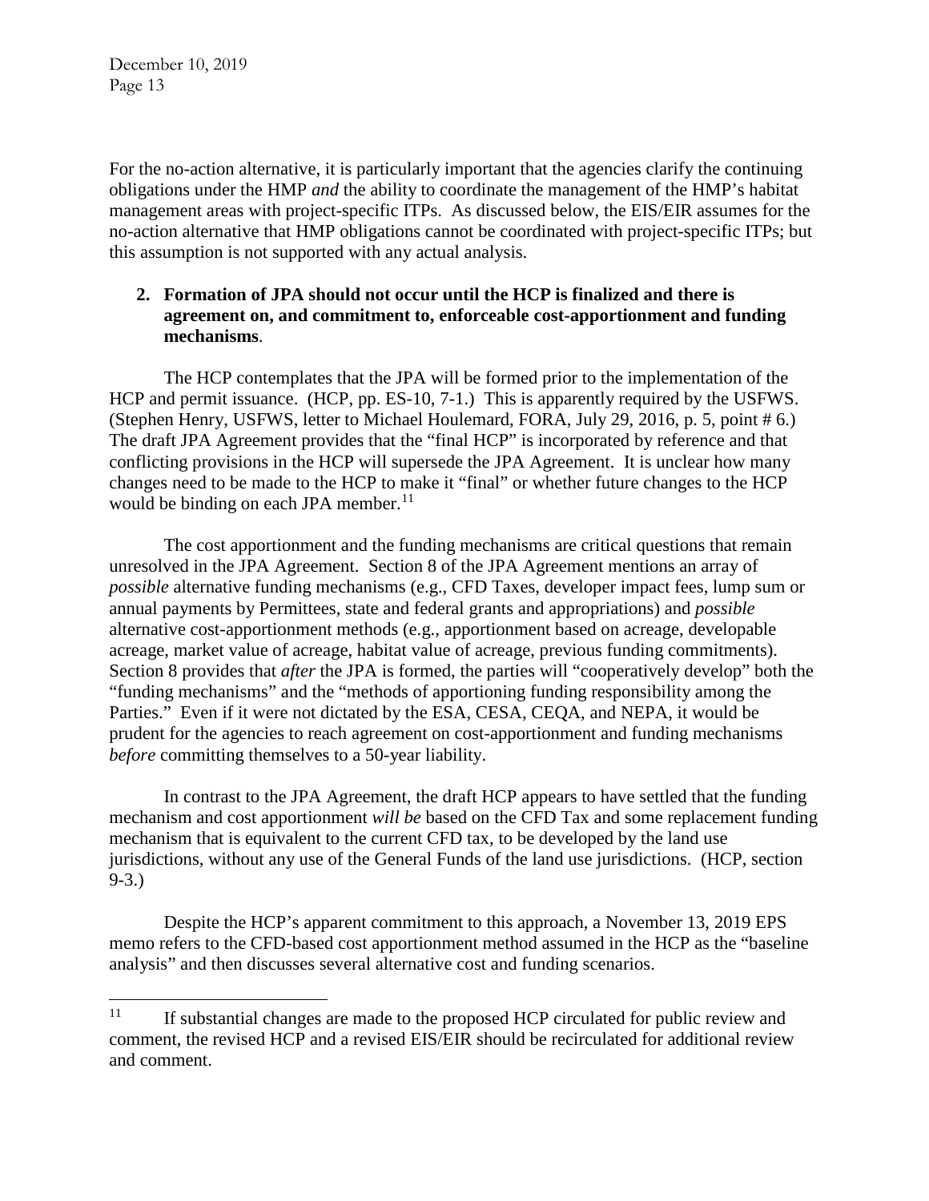For the no-action alternative, it is particularly important that the agencies clarify the continuing obligations under the HMP *and* the ability to coordinate the management of the HMP's habitat management areas with project-specific ITPs. As discussed below, the EIS/EIR assumes for the no-action alternative that HMP obligations cannot be coordinated with project-specific ITPs; but this assumption is not supported with any actual analysis.

**2. Formation of JPA should not occur until the HCP is finalized and there is agreement on, and commitment to, enforceable cost-apportionment and funding mechanisms**.

The HCP contemplates that the JPA will be formed prior to the implementation of the HCP and permit issuance. (HCP, pp. ES-10, 7-1.) This is apparently required by the USFWS. (Stephen Henry, USFWS, letter to Michael Houlemard, FORA, July 29, 2016, p. 5, point # 6.) The draft JPA Agreement provides that the "final HCP" is incorporated by reference and that conflicting provisions in the HCP will supersede the JPA Agreement. It is unclear how many changes need to be made to the HCP to make it "final" or whether future changes to the HCP would be binding on each JPA member.[11]

The cost apportionment and the funding mechanisms are critical questions that remain unresolved in the JPA Agreement. Section 8 of the JPA Agreement mentions an array of *possible* alternative funding mechanisms (e.g., CFD Taxes, developer impact fees, lump sum or annual payments by Permittees, state and federal grants and appropriations) and *possible* alternative cost-apportionment methods (e.g., apportionment based on acreage, developable acreage, market value of acreage, habitat value of acreage, previous funding commitments). Section 8 provides that *after* the JPA is formed, the parties will "cooperatively develop" both the "funding mechanisms" and the "methods of apportioning funding responsibility among the Parties." Even if it were not dictated by the ESA, CESA, CEQA, and NEPA, it would be prudent for the agencies to reach agreement on cost-apportionment and funding mechanisms *before* committing themselves to a 50-year liability.

In contrast to the JPA Agreement, the draft HCP appears to have settled that the funding mechanism and cost apportionment *will be* based on the CFD Tax and some replacement funding mechanism that is equivalent to the current CFD tax, to be developed by the land use jurisdictions, without any use of the General Funds of the land use jurisdictions. (HCP, section 9-3.)

Despite the HCP's apparent commitment to this approach, a November 13, 2019 EPS memo refers to the CFD-based cost apportionment method assumed in the HCP as the "baseline analysis" and then discusses several alternative cost and funding scenarios.

[11] If substantial changes are made to the proposed HCP circulated for public review and comment, the revised HCP and a revised EIS/EIR should be recirculated for additional review and comment.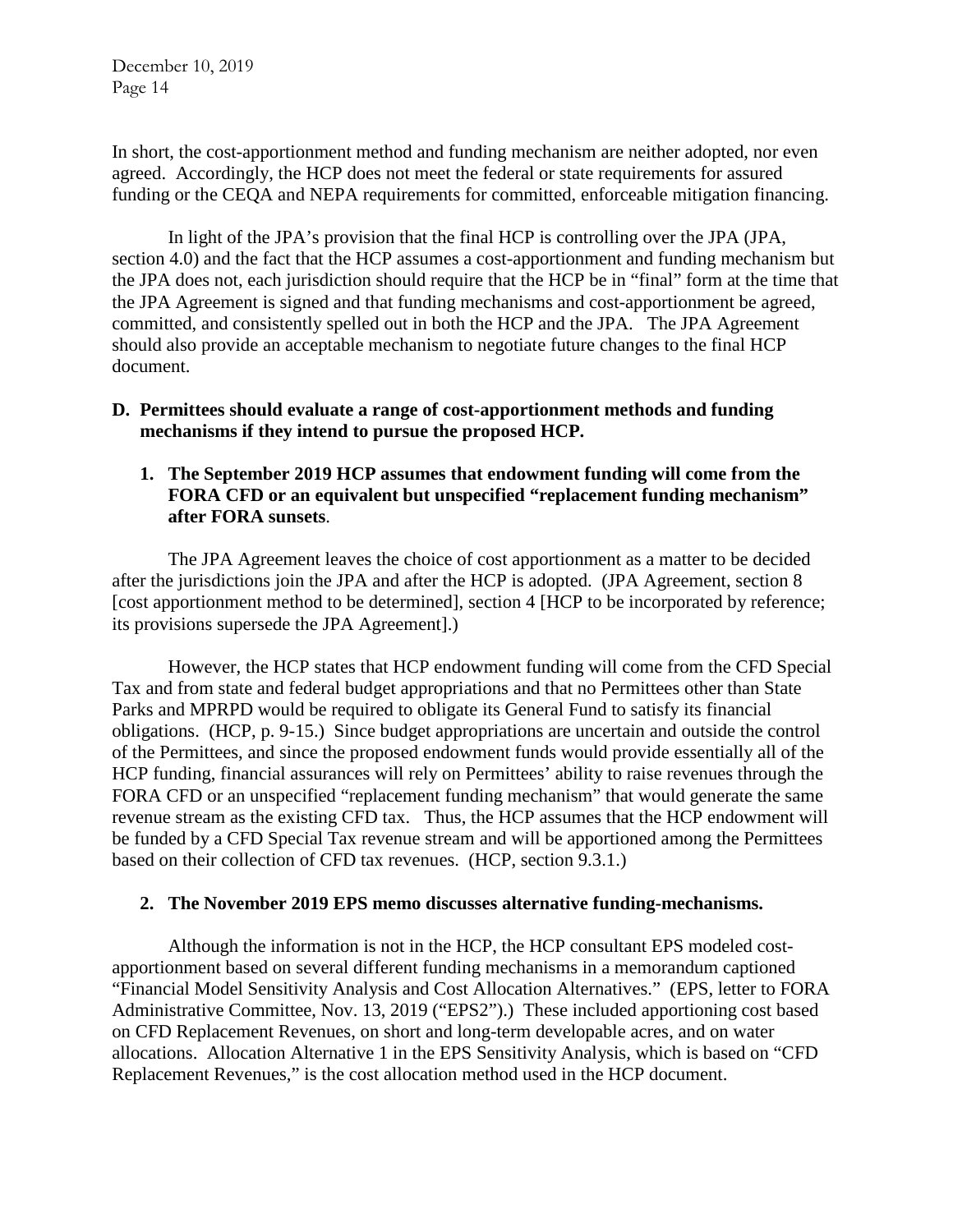In short, the cost-apportionment method and funding mechanism are neither adopted, nor even agreed. Accordingly, the HCP does not meet the federal or state requirements for assured funding or the CEQA and NEPA requirements for committed, enforceable mitigation financing.

In light of the JPA's provision that the final HCP is controlling over the JPA (JPA, section 4.0) and the fact that the HCP assumes a cost-apportionment and funding mechanism but the JPA does not, each jurisdiction should require that the HCP be in "final" form at the time that the JPA Agreement is signed and that funding mechanisms and cost-apportionment be agreed, committed, and consistently spelled out in both the HCP and the JPA. The JPA Agreement should also provide an acceptable mechanism to negotiate future changes to the final HCP document.

**D. Permittees should evaluate a range of cost-apportionment methods and funding mechanisms if they intend to pursue the proposed HCP.**

**1. The September 2019 HCP assumes that endowment funding will come from the FORA CFD or an equivalent but unspecified "replacement funding mechanism" after FORA sunsets.**

The JPA Agreement leaves the choice of cost apportionment as a matter to be decided after the jurisdictions join the JPA and after the HCP is adopted. (JPA Agreement, section 8 [cost apportionment method to be determined], section 4 [HCP to be incorporated by reference; its provisions supersede the JPA Agreement].)

However, the HCP states that HCP endowment funding will come from the CFD Special Tax and from state and federal budget appropriations and that no Permittees other than State Parks and MPRPD would be required to obligate its General Fund to satisfy its financial obligations. (HCP, p. 9-15.) Since budget appropriations are uncertain and outside the control of the Permittees, and since the proposed endowment funds would provide essentially all of the HCP funding, financial assurances will rely on Permittees' ability to raise revenues through the FORA CFD or an unspecified "replacement funding mechanism" that would generate the same revenue stream as the existing CFD tax. Thus, the HCP assumes that the HCP endowment will be funded by a CFD Special Tax revenue stream and will be apportioned among the Permittees based on their collection of CFD tax revenues. (HCP, section 9.3.1.)

**2. The November 2019 EPS memo discusses alternative funding-mechanisms.**

Although the information is not in the HCP, the HCP consultant EPS modeled cost-apportionment based on several different funding mechanisms in a memorandum captioned "Financial Model Sensitivity Analysis and Cost Allocation Alternatives." (EPS, letter to FORA Administrative Committee, Nov. 13, 2019 ("EPS2").) These included apportioning cost based on CFD Replacement Revenues, on short and long-term developable acres, and on water allocations. Allocation Alternative 1 in the EPS Sensitivity Analysis, which is based on "CFD Replacement Revenues," is the cost allocation method used in the HCP document.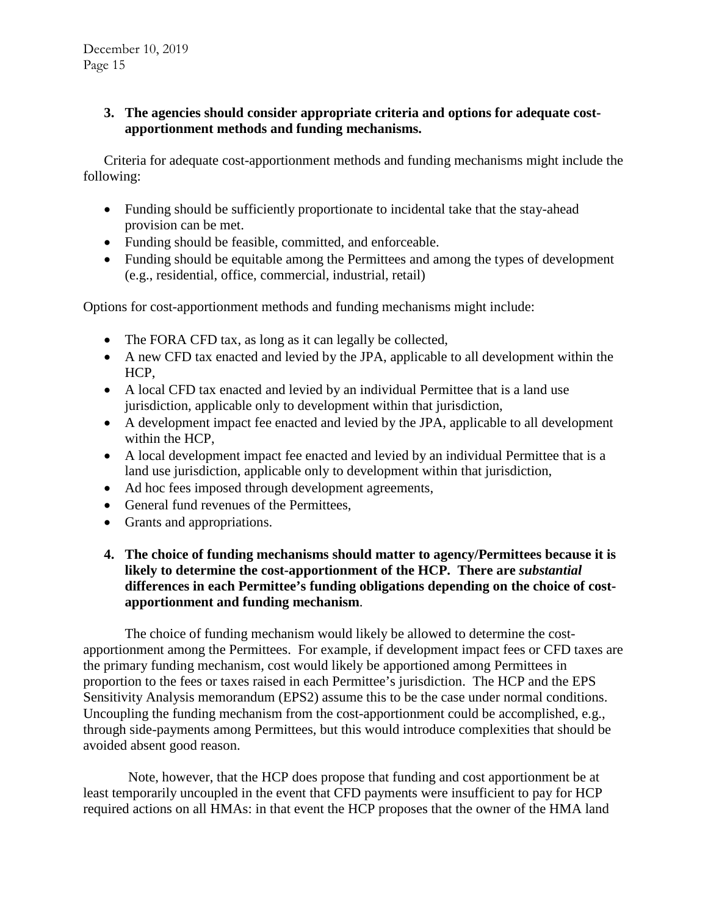**3. The agencies should consider appropriate criteria and options for adequate cost-apportionment methods and funding mechanisms.**

Criteria for adequate cost-apportionment methods and funding mechanisms might include the following:

- Funding should be sufficiently proportionate to incidental take that the stay-ahead provision can be met.
- Funding should be feasible, committed, and enforceable.
- Funding should be equitable among the Permittees and among the types of development (e.g., residential, office, commercial, industrial, retail)

Options for cost-apportionment methods and funding mechanisms might include:

- The FORA CFD tax, as long as it can legally be collected,
- A new CFD tax enacted and levied by the JPA, applicable to all development within the HCP,
- A local CFD tax enacted and levied by an individual Permittee that is a land use jurisdiction, applicable only to development within that jurisdiction,
- A development impact fee enacted and levied by the JPA, applicable to all development within the HCP,
- A local development impact fee enacted and levied by an individual Permittee that is a land use jurisdiction, applicable only to development within that jurisdiction,
- Ad hoc fees imposed through development agreements,
- General fund revenues of the Permittees,
- Grants and appropriations.

**4. The choice of funding mechanisms should matter to agency/Permittees because it is likely to determine the cost-apportionment of the HCP. There are *substantial* differences in each Permittee's funding obligations depending on the choice of cost-apportionment and funding mechanism**.

The choice of funding mechanism would likely be allowed to determine the cost-apportionment among the Permittees. For example, if development impact fees or CFD taxes are the primary funding mechanism, cost would likely be apportioned among Permittees in proportion to the fees or taxes raised in each Permittee's jurisdiction. The HCP and the EPS Sensitivity Analysis memorandum (EPS2) assume this to be the case under normal conditions. Uncoupling the funding mechanism from the cost-apportionment could be accomplished, e.g., through side-payments among Permittees, but this would introduce complexities that should be avoided absent good reason.

Note, however, that the HCP does propose that funding and cost apportionment be at least temporarily uncoupled in the event that CFD payments were insufficient to pay for HCP required actions on all HMAs: in that event the HCP proposes that the owner of the HMA land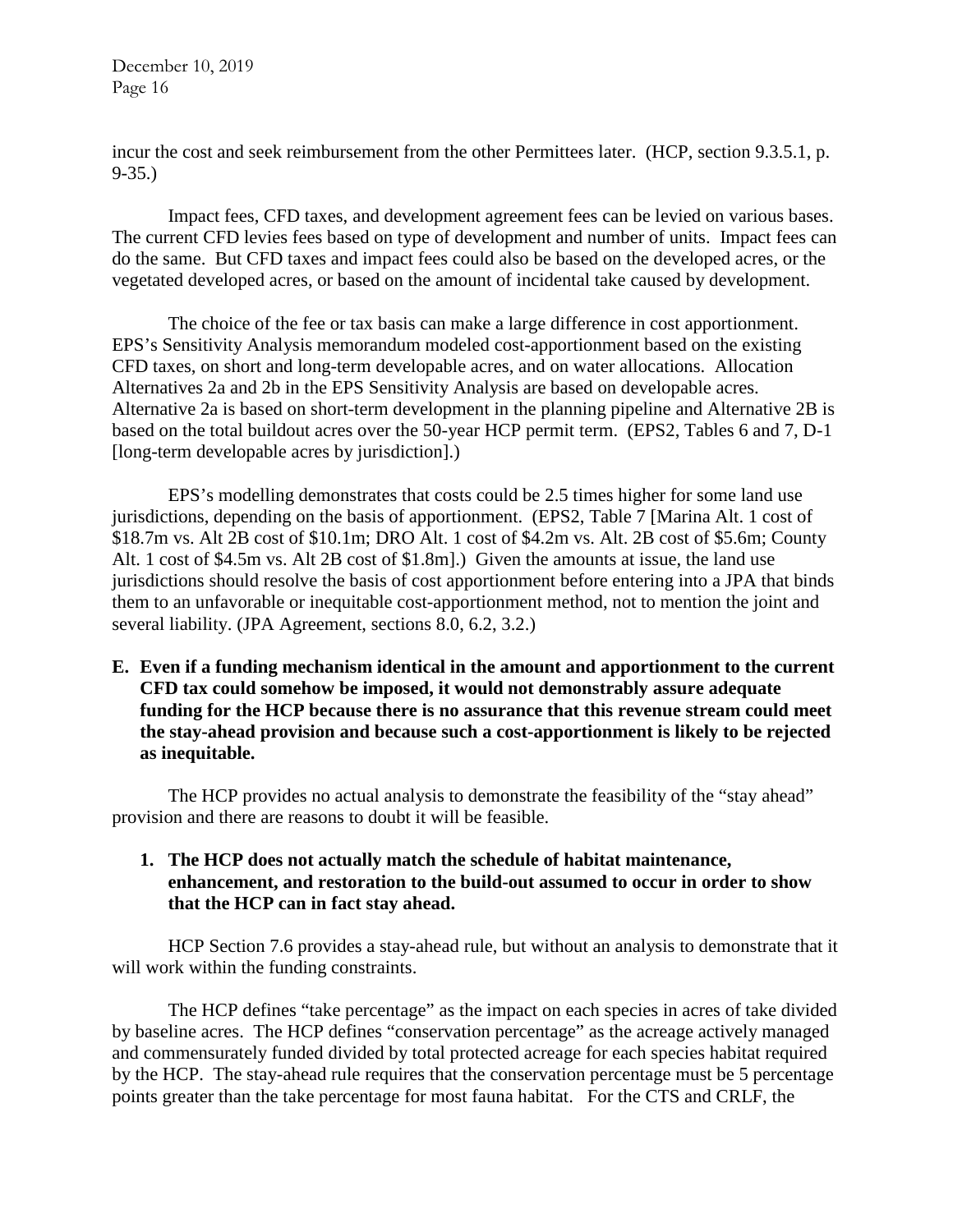incur the cost and seek reimbursement from the other Permittees later. (HCP, section 9.3.5.1, p. 9-35.)

Impact fees, CFD taxes, and development agreement fees can be levied on various bases. The current CFD levies fees based on type of development and number of units. Impact fees can do the same. But CFD taxes and impact fees could also be based on the developed acres, or the vegetated developed acres, or based on the amount of incidental take caused by development.

The choice of the fee or tax basis can make a large difference in cost apportionment. EPS's Sensitivity Analysis memorandum modeled cost-apportionment based on the existing CFD taxes, on short and long-term developable acres, and on water allocations. Allocation Alternatives 2a and 2b in the EPS Sensitivity Analysis are based on developable acres. Alternative 2a is based on short-term development in the planning pipeline and Alternative 2B is based on the total buildout acres over the 50-year HCP permit term. (EPS2, Tables 6 and 7, D-1 [long-term developable acres by jurisdiction].)

EPS's modelling demonstrates that costs could be 2.5 times higher for some land use jurisdictions, depending on the basis of apportionment. (EPS2, Table 7 [Marina Alt. 1 cost of $18.7m vs. Alt 2B cost of $10.1m; DRO Alt. 1 cost of $4.2m vs. Alt. 2B cost of $5.6m; County Alt. 1 cost of $4.5m vs. Alt 2B cost of $1.8m].) Given the amounts at issue, the land use jurisdictions should resolve the basis of cost apportionment before entering into a JPA that binds them to an unfavorable or inequitable cost-apportionment method, not to mention the joint and several liability. (JPA Agreement, sections 8.0, 6.2, 3.2.)

**E. Even if a funding mechanism identical in the amount and apportionment to the current CFD tax could somehow be imposed, it would not demonstrably assure adequate funding for the HCP because there is no assurance that this revenue stream could meet the stay-ahead provision and because such a cost-apportionment is likely to be rejected as inequitable.**

The HCP provides no actual analysis to demonstrate the feasibility of the "stay ahead" provision and there are reasons to doubt it will be feasible.

**1. The HCP does not actually match the schedule of habitat maintenance, enhancement, and restoration to the build-out assumed to occur in order to show that the HCP can in fact stay ahead.**

HCP Section 7.6 provides a stay-ahead rule, but without an analysis to demonstrate that it will work within the funding constraints.

The HCP defines "take percentage" as the impact on each species in acres of take divided by baseline acres. The HCP defines "conservation percentage" as the acreage actively managed and commensurately funded divided by total protected acreage for each species habitat required by the HCP. The stay-ahead rule requires that the conservation percentage must be 5 percentage points greater than the take percentage for most fauna habitat. For the CTS and CRLF, the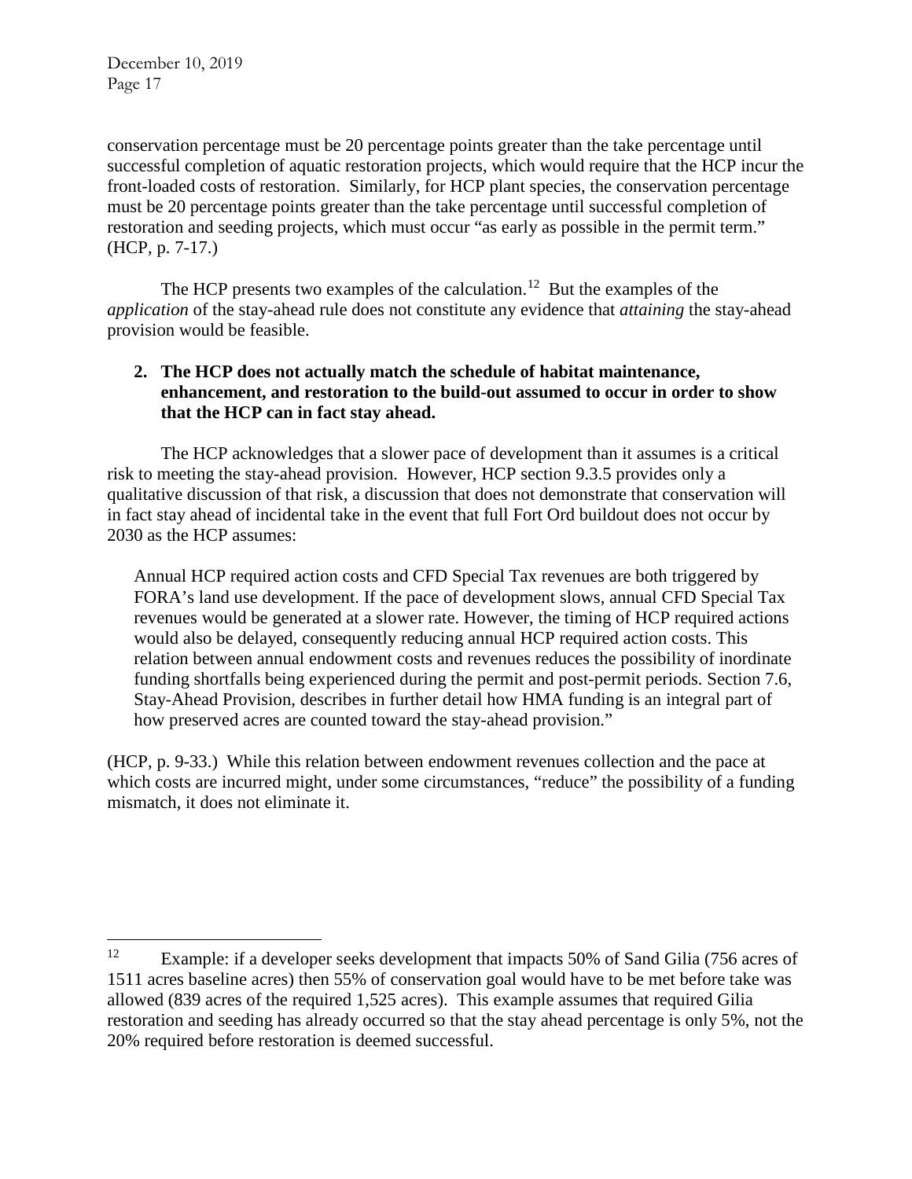conservation percentage must be 20 percentage points greater than the take percentage until successful completion of aquatic restoration projects, which would require that the HCP incur the front-loaded costs of restoration. Similarly, for HCP plant species, the conservation percentage must be 20 percentage points greater than the take percentage until successful completion of restoration and seeding projects, which must occur "as early as possible in the permit term." (HCP, p. 7-17.)

The HCP presents two examples of the calculation.[12] But the examples of the *application* of the stay-ahead rule does not constitute any evidence that *attaining* the stay-ahead provision would be feasible.

**2. The HCP does not actually match the schedule of habitat maintenance, enhancement, and restoration to the build-out assumed to occur in order to show that the HCP can in fact stay ahead.**

The HCP acknowledges that a slower pace of development than it assumes is a critical risk to meeting the stay-ahead provision. However, HCP section 9.3.5 provides only a qualitative discussion of that risk, a discussion that does not demonstrate that conservation will in fact stay ahead of incidental take in the event that full Fort Ord buildout does not occur by 2030 as the HCP assumes:

> Annual HCP required action costs and CFD Special Tax revenues are both triggered by FORA's land use development. If the pace of development slows, annual CFD Special Tax revenues would be generated at a slower rate. However, the timing of HCP required actions would also be delayed, consequently reducing annual HCP required action costs. This relation between annual endowment costs and revenues reduces the possibility of inordinate funding shortfalls being experienced during the permit and post-permit periods. Section 7.6, Stay-Ahead Provision, describes in further detail how HMA funding is an integral part of how preserved acres are counted toward the stay-ahead provision."

(HCP, p. 9-33.) While this relation between endowment revenues collection and the pace at which costs are incurred might, under some circumstances, "reduce" the possibility of a funding mismatch, it does not eliminate it.

---

[12] Example: if a developer seeks development that impacts 50% of Sand Gilia (756 acres of 1511 acres baseline acres) then 55% of conservation goal would have to be met before take was allowed (839 acres of the required 1,525 acres). This example assumes that required Gilia restoration and seeding has already occurred so that the stay ahead percentage is only 5%, not the 20% required before restoration is deemed successful.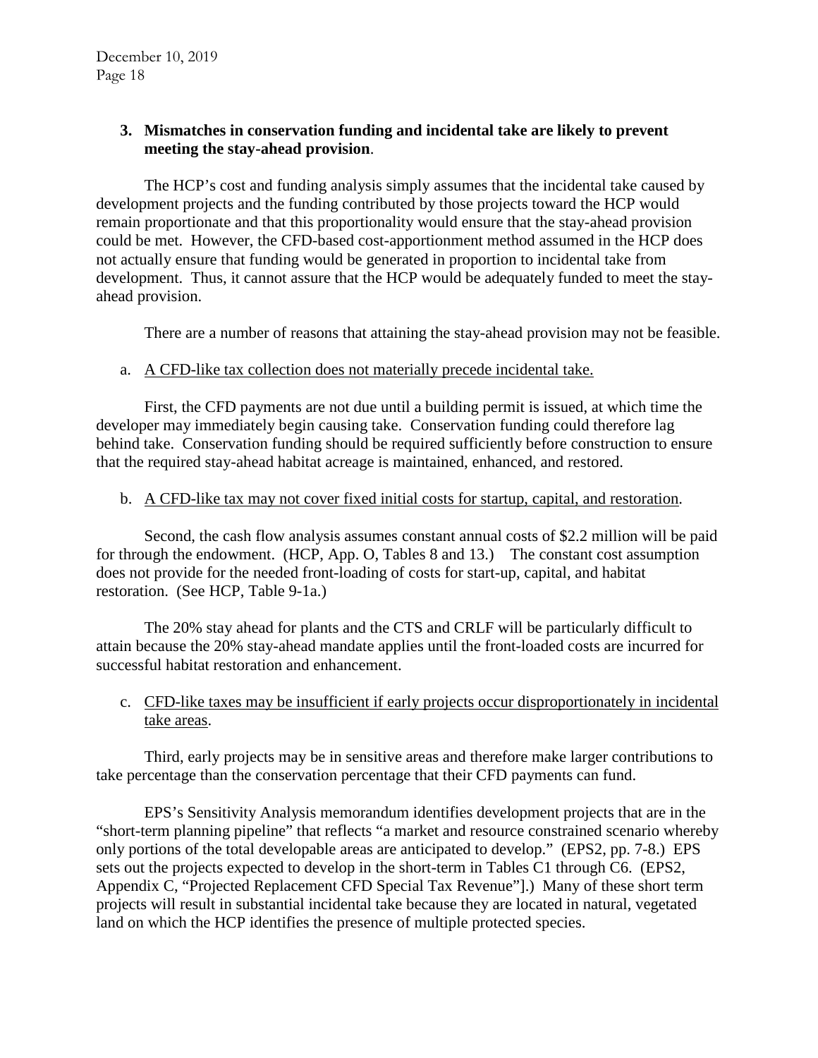### 3. Mismatches in conservation funding and incidental take are likely to prevent meeting the stay-ahead provision.

The HCP's cost and funding analysis simply assumes that the incidental take caused by development projects and the funding contributed by those projects toward the HCP would remain proportionate and that this proportionality would ensure that the stay-ahead provision could be met. However, the CFD-based cost-apportionment method assumed in the HCP does not actually ensure that funding would be generated in proportion to incidental take from development. Thus, it cannot assure that the HCP would be adequately funded to meet the stay-ahead provision.

There are a number of reasons that attaining the stay-ahead provision may not be feasible.

a. <u>A CFD-like tax collection does not materially precede incidental take.</u>

First, the CFD payments are not due until a building permit is issued, at which time the developer may immediately begin causing take. Conservation funding could therefore lag behind take. Conservation funding should be required sufficiently before construction to ensure that the required stay-ahead habitat acreage is maintained, enhanced, and restored.

b. <u>A CFD-like tax may not cover fixed initial costs for startup, capital, and restoration</u>.

Second, the cash flow analysis assumes constant annual costs of $2.2 million will be paid for through the endowment. (HCP, App. O, Tables 8 and 13.) The constant cost assumption does not provide for the needed front-loading of costs for start-up, capital, and habitat restoration. (See HCP, Table 9-1a.)

The 20% stay ahead for plants and the CTS and CRLF will be particularly difficult to attain because the 20% stay-ahead mandate applies until the front-loaded costs are incurred for successful habitat restoration and enhancement.

c. <u>CFD-like taxes may be insufficient if early projects occur disproportionately in incidental take areas</u>.

Third, early projects may be in sensitive areas and therefore make larger contributions to take percentage than the conservation percentage that their CFD payments can fund.

EPS's Sensitivity Analysis memorandum identifies development projects that are in the "short-term planning pipeline" that reflects "a market and resource constrained scenario whereby only portions of the total developable areas are anticipated to develop." (EPS2, pp. 7-8.) EPS sets out the projects expected to develop in the short-term in Tables C1 through C6. (EPS2, Appendix C, "Projected Replacement CFD Special Tax Revenue"].) Many of these short term projects will result in substantial incidental take because they are located in natural, vegetated land on which the HCP identifies the presence of multiple protected species.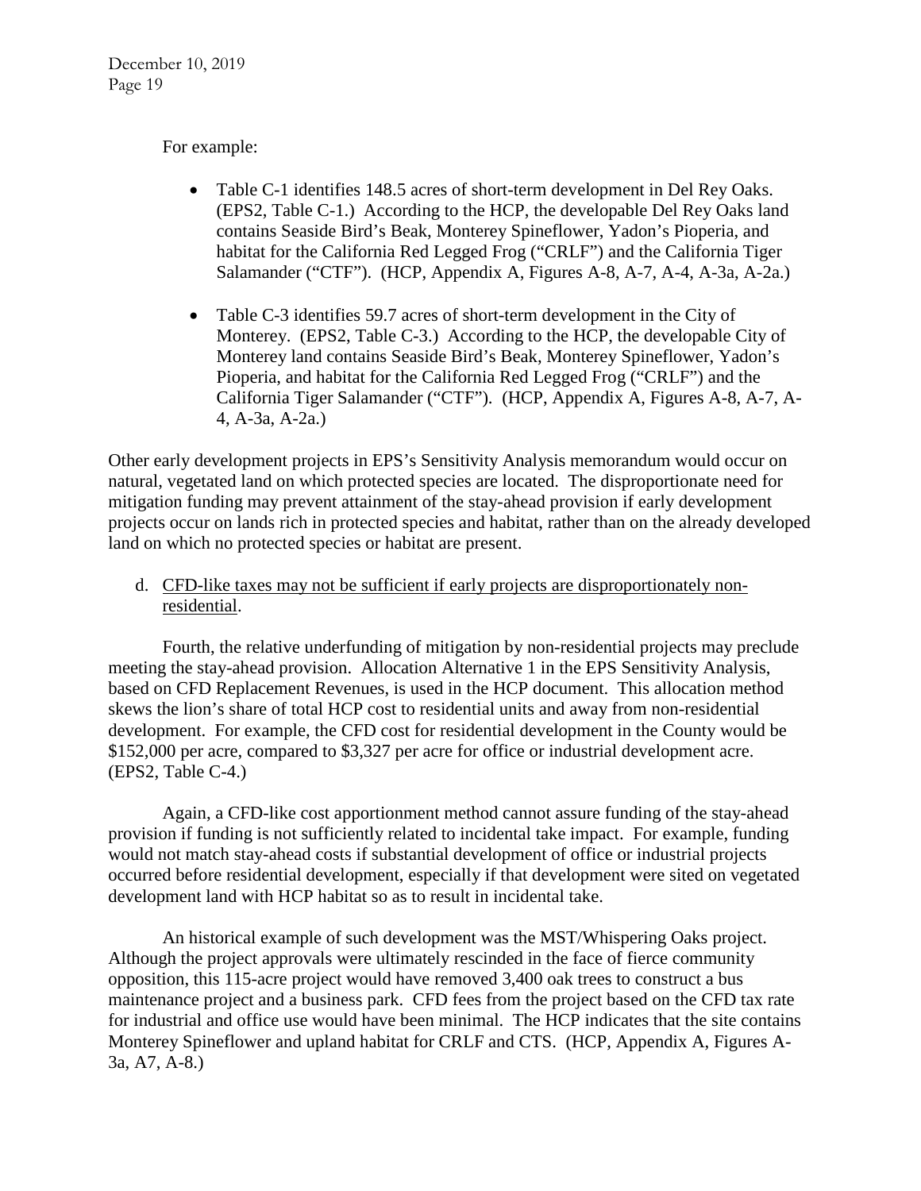For example:

- Table C-1 identifies 148.5 acres of short-term development in Del Rey Oaks. (EPS2, Table C-1.) According to the HCP, the developable Del Rey Oaks land contains Seaside Bird's Beak, Monterey Spineflower, Yadon's Pioperia, and habitat for the California Red Legged Frog ("CRLF") and the California Tiger Salamander ("CTF"). (HCP, Appendix A, Figures A-8, A-7, A-4, A-3a, A-2a.)
- Table C-3 identifies 59.7 acres of short-term development in the City of Monterey. (EPS2, Table C-3.) According to the HCP, the developable City of Monterey land contains Seaside Bird's Beak, Monterey Spineflower, Yadon's Pioperia, and habitat for the California Red Legged Frog ("CRLF") and the California Tiger Salamander ("CTF"). (HCP, Appendix A, Figures A-8, A-7, A-4, A-3a, A-2a.)

Other early development projects in EPS's Sensitivity Analysis memorandum would occur on natural, vegetated land on which protected species are located. The disproportionate need for mitigation funding may prevent attainment of the stay-ahead provision if early development projects occur on lands rich in protected species and habitat, rather than on the already developed land on which no protected species or habitat are present.

d. <u>CFD-like taxes may not be sufficient if early projects are disproportionately non-residential</u>.

Fourth, the relative underfunding of mitigation by non-residential projects may preclude meeting the stay-ahead provision. Allocation Alternative 1 in the EPS Sensitivity Analysis, based on CFD Replacement Revenues, is used in the HCP document. This allocation method skews the lion's share of total HCP cost to residential units and away from non-residential development. For example, the CFD cost for residential development in the County would be \$152,000 per acre, compared to \$3,327 per acre for office or industrial development acre. (EPS2, Table C-4.)

Again, a CFD-like cost apportionment method cannot assure funding of the stay-ahead provision if funding is not sufficiently related to incidental take impact. For example, funding would not match stay-ahead costs if substantial development of office or industrial projects occurred before residential development, especially if that development were sited on vegetated development land with HCP habitat so as to result in incidental take.

An historical example of such development was the MST/Whispering Oaks project. Although the project approvals were ultimately rescinded in the face of fierce community opposition, this 115-acre project would have removed 3,400 oak trees to construct a bus maintenance project and a business park. CFD fees from the project based on the CFD tax rate for industrial and office use would have been minimal. The HCP indicates that the site contains Monterey Spineflower and upland habitat for CRLF and CTS. (HCP, Appendix A, Figures A-3a, A7, A-8.)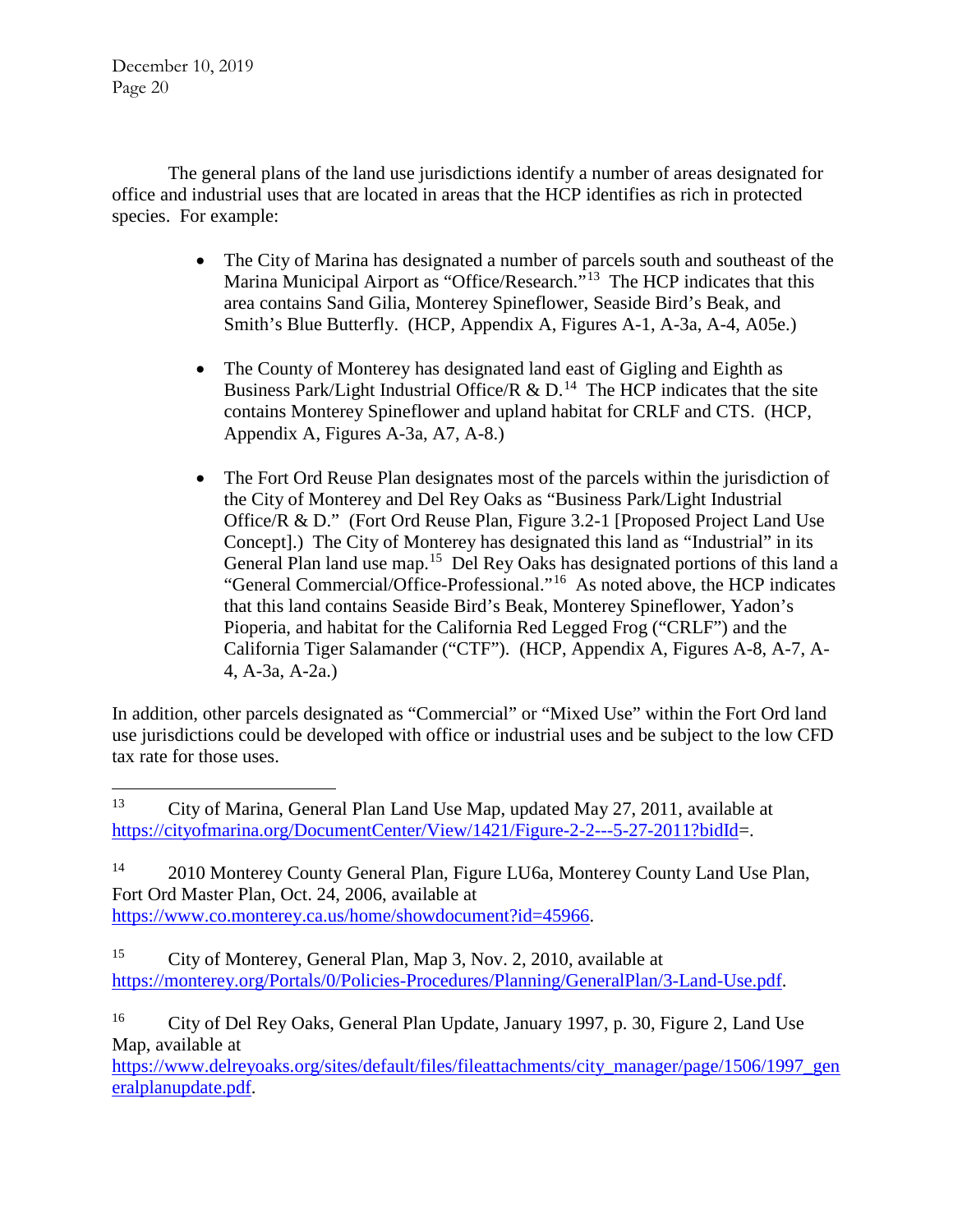The general plans of the land use jurisdictions identify a number of areas designated for office and industrial uses that are located in areas that the HCP identifies as rich in protected species. For example:

- The City of Marina has designated a number of parcels south and southeast of the Marina Municipal Airport as "Office/Research."[13] The HCP indicates that this area contains Sand Gilia, Monterey Spineflower, Seaside Bird's Beak, and Smith's Blue Butterfly. (HCP, Appendix A, Figures A-1, A-3a, A-4, A05e.)

- The County of Monterey has designated land east of Gigling and Eighth as Business Park/Light Industrial Office/R & D.[14] The HCP indicates that the site contains Monterey Spineflower and upland habitat for CRLF and CTS. (HCP, Appendix A, Figures A-3a, A7, A-8.)

- The Fort Ord Reuse Plan designates most of the parcels within the jurisdiction of the City of Monterey and Del Rey Oaks as "Business Park/Light Industrial Office/R & D." (Fort Ord Reuse Plan, Figure 3.2-1 [Proposed Project Land Use Concept].) The City of Monterey has designated this land as "Industrial" in its General Plan land use map.[15] Del Rey Oaks has designated portions of this land a "General Commercial/Office-Professional."[16] As noted above, the HCP indicates that this land contains Seaside Bird's Beak, Monterey Spineflower, Yadon's Pioperia, and habitat for the California Red Legged Frog ("CRLF") and the California Tiger Salamander ("CTF"). (HCP, Appendix A, Figures A-8, A-7, A-4, A-3a, A-2a.)

In addition, other parcels designated as "Commercial" or "Mixed Use" within the Fort Ord land use jurisdictions could be developed with office or industrial uses and be subject to the low CFD tax rate for those uses.

---

[13] City of Marina, General Plan Land Use Map, updated May 27, 2011, available at https://cityofmarina.org/DocumentCenter/View/1421/Figure-2-2---5-27-2011?bidId=.

[14] 2010 Monterey County General Plan, Figure LU6a, Monterey County Land Use Plan, Fort Ord Master Plan, Oct. 24, 2006, available at https://www.co.monterey.ca.us/home/showdocument?id=45966.

[15] City of Monterey, General Plan, Map 3, Nov. 2, 2010, available at https://monterey.org/Portals/0/Policies-Procedures/Planning/GeneralPlan/3-Land-Use.pdf.

[16] City of Del Rey Oaks, General Plan Update, January 1997, p. 30, Figure 2, Land Use Map, available at https://www.delreyoaks.org/sites/default/files/fileattachments/city_manager/page/1506/1997_generalplanupdate.pdf.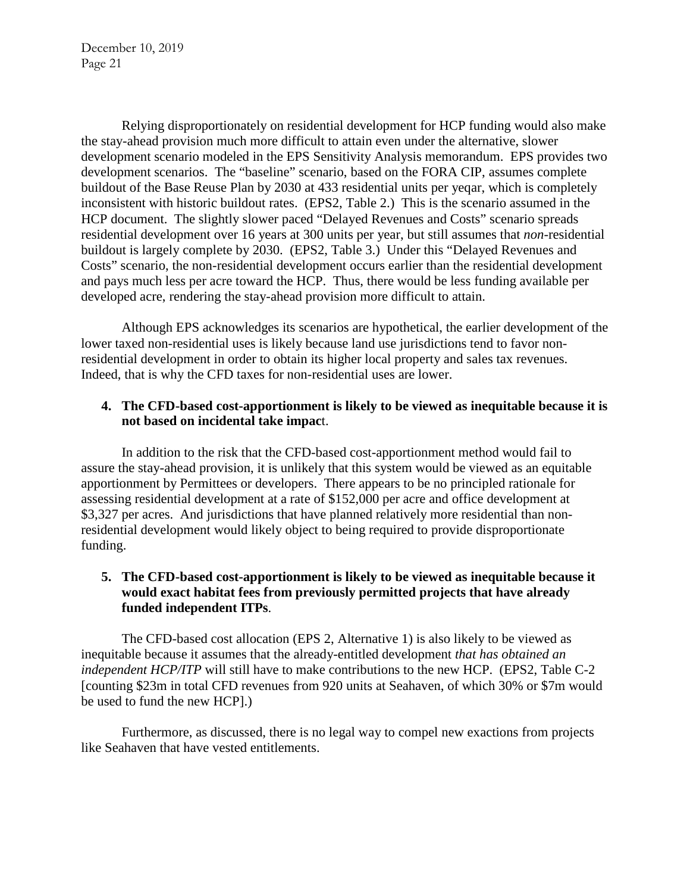Relying disproportionately on residential development for HCP funding would also make the stay-ahead provision much more difficult to attain even under the alternative, slower development scenario modeled in the EPS Sensitivity Analysis memorandum. EPS provides two development scenarios. The "baseline" scenario, based on the FORA CIP, assumes complete buildout of the Base Reuse Plan by 2030 at 433 residential units per yeqar, which is completely inconsistent with historic buildout rates. (EPS2, Table 2.) This is the scenario assumed in the HCP document. The slightly slower paced "Delayed Revenues and Costs" scenario spreads residential development over 16 years at 300 units per year, but still assumes that *non*-residential buildout is largely complete by 2030. (EPS2, Table 3.) Under this "Delayed Revenues and Costs" scenario, the non-residential development occurs earlier than the residential development and pays much less per acre toward the HCP. Thus, there would be less funding available per developed acre, rendering the stay-ahead provision more difficult to attain.

Although EPS acknowledges its scenarios are hypothetical, the earlier development of the lower taxed non-residential uses is likely because land use jurisdictions tend to favor non-residential development in order to obtain its higher local property and sales tax revenues. Indeed, that is why the CFD taxes for non-residential uses are lower.

**4. The CFD-based cost-apportionment is likely to be viewed as inequitable because it is not based on incidental take impac**t.

In addition to the risk that the CFD-based cost-apportionment method would fail to assure the stay-ahead provision, it is unlikely that this system would be viewed as an equitable apportionment by Permittees or developers. There appears to be no principled rationale for assessing residential development at a rate of $152,000 per acre and office development at $3,327 per acres. And jurisdictions that have planned relatively more residential than non-residential development would likely object to being required to provide disproportionate funding.

**5. The CFD-based cost-apportionment is likely to be viewed as inequitable because it would exact habitat fees from previously permitted projects that have already funded independent ITPs**.

The CFD-based cost allocation (EPS 2, Alternative 1) is also likely to be viewed as inequitable because it assumes that the already-entitled development *that has obtained an independent HCP/ITP* will still have to make contributions to the new HCP. (EPS2, Table C-2 [counting $23m in total CFD revenues from 920 units at Seahaven, of which 30% or $7m would be used to fund the new HCP].)

Furthermore, as discussed, there is no legal way to compel new exactions from projects like Seahaven that have vested entitlements.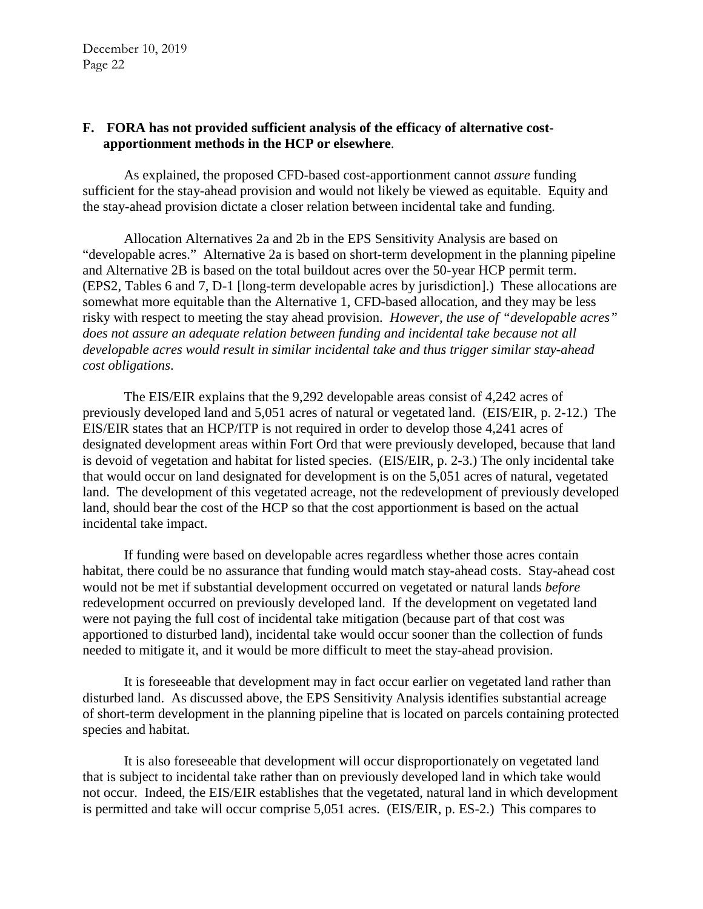## F. FORA has not provided sufficient analysis of the efficacy of alternative cost-apportionment methods in the HCP or elsewhere.

As explained, the proposed CFD-based cost-apportionment cannot *assure* funding sufficient for the stay-ahead provision and would not likely be viewed as equitable. Equity and the stay-ahead provision dictate a closer relation between incidental take and funding.

Allocation Alternatives 2a and 2b in the EPS Sensitivity Analysis are based on "developable acres." Alternative 2a is based on short-term development in the planning pipeline and Alternative 2B is based on the total buildout acres over the 50-year HCP permit term. (EPS2, Tables 6 and 7, D-1 [long-term developable acres by jurisdiction].) These allocations are somewhat more equitable than the Alternative 1, CFD-based allocation, and they may be less risky with respect to meeting the stay ahead provision. *However, the use of "developable acres" does not assure an adequate relation between funding and incidental take because not all developable acres would result in similar incidental take and thus trigger similar stay-ahead cost obligations.*

The EIS/EIR explains that the 9,292 developable areas consist of 4,242 acres of previously developed land and 5,051 acres of natural or vegetated land. (EIS/EIR, p. 2-12.) The EIS/EIR states that an HCP/ITP is not required in order to develop those 4,241 acres of designated development areas within Fort Ord that were previously developed, because that land is devoid of vegetation and habitat for listed species. (EIS/EIR, p. 2-3.) The only incidental take that would occur on land designated for development is on the 5,051 acres of natural, vegetated land. The development of this vegetated acreage, not the redevelopment of previously developed land, should bear the cost of the HCP so that the cost apportionment is based on the actual incidental take impact.

If funding were based on developable acres regardless whether those acres contain habitat, there could be no assurance that funding would match stay-ahead costs. Stay-ahead cost would not be met if substantial development occurred on vegetated or natural lands *before* redevelopment occurred on previously developed land. If the development on vegetated land were not paying the full cost of incidental take mitigation (because part of that cost was apportioned to disturbed land), incidental take would occur sooner than the collection of funds needed to mitigate it, and it would be more difficult to meet the stay-ahead provision.

It is foreseeable that development may in fact occur earlier on vegetated land rather than disturbed land. As discussed above, the EPS Sensitivity Analysis identifies substantial acreage of short-term development in the planning pipeline that is located on parcels containing protected species and habitat.

It is also foreseeable that development will occur disproportionately on vegetated land that is subject to incidental take rather than on previously developed land in which take would not occur. Indeed, the EIS/EIR establishes that the vegetated, natural land in which development is permitted and take will occur comprise 5,051 acres. (EIS/EIR, p. ES-2.) This compares to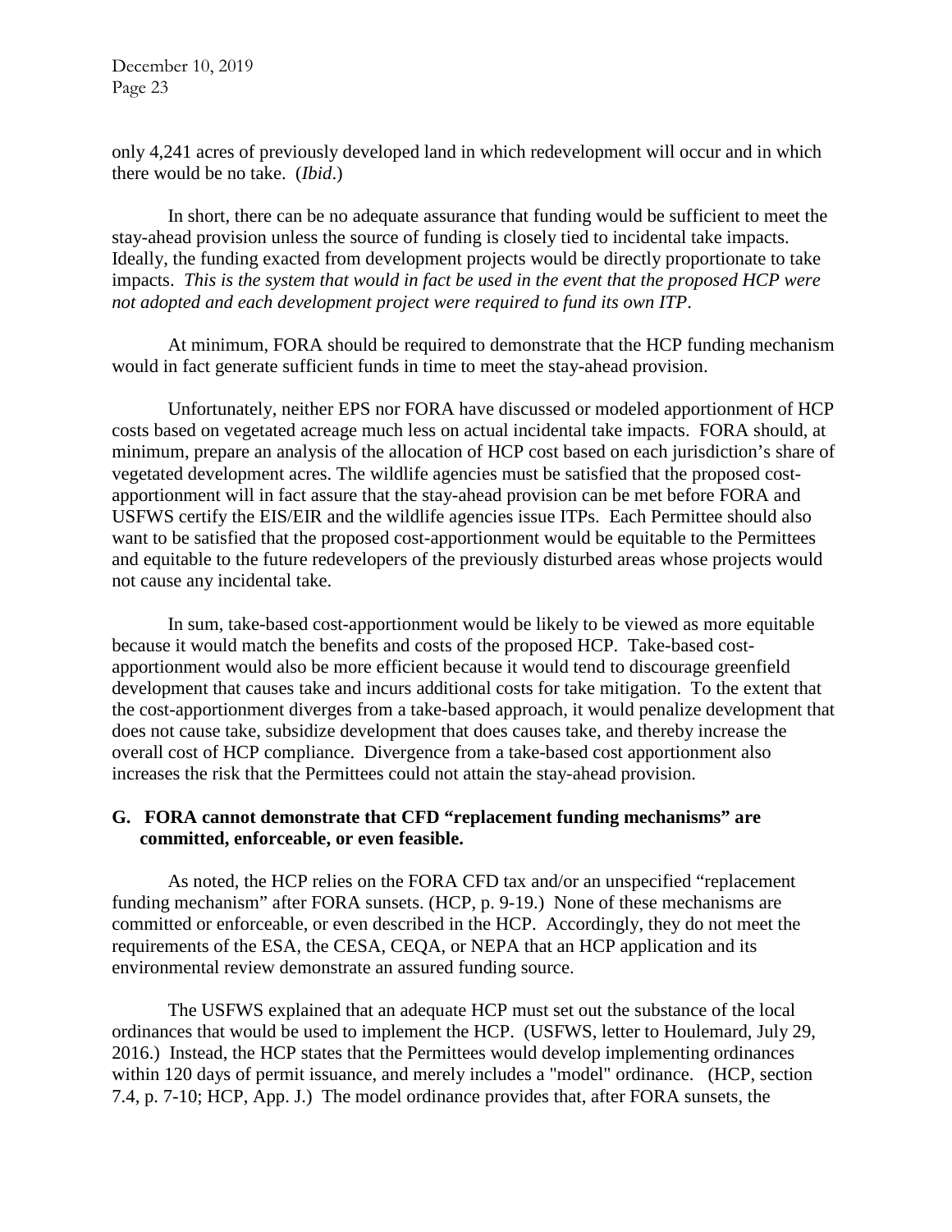only 4,241 acres of previously developed land in which redevelopment will occur and in which there would be no take. (*Ibid*.)

In short, there can be no adequate assurance that funding would be sufficient to meet the stay-ahead provision unless the source of funding is closely tied to incidental take impacts. Ideally, the funding exacted from development projects would be directly proportionate to take impacts. *This is the system that would in fact be used in the event that the proposed HCP were not adopted and each development project were required to fund its own ITP*.

At minimum, FORA should be required to demonstrate that the HCP funding mechanism would in fact generate sufficient funds in time to meet the stay-ahead provision.

Unfortunately, neither EPS nor FORA have discussed or modeled apportionment of HCP costs based on vegetated acreage much less on actual incidental take impacts. FORA should, at minimum, prepare an analysis of the allocation of HCP cost based on each jurisdiction's share of vegetated development acres. The wildlife agencies must be satisfied that the proposed cost-apportionment will in fact assure that the stay-ahead provision can be met before FORA and USFWS certify the EIS/EIR and the wildlife agencies issue ITPs. Each Permittee should also want to be satisfied that the proposed cost-apportionment would be equitable to the Permittees and equitable to the future redevelopers of the previously disturbed areas whose projects would not cause any incidental take.

In sum, take-based cost-apportionment would be likely to be viewed as more equitable because it would match the benefits and costs of the proposed HCP. Take-based cost-apportionment would also be more efficient because it would tend to discourage greenfield development that causes take and incurs additional costs for take mitigation. To the extent that the cost-apportionment diverges from a take-based approach, it would penalize development that does not cause take, subsidize development that does causes take, and thereby increase the overall cost of HCP compliance. Divergence from a take-based cost apportionment also increases the risk that the Permittees could not attain the stay-ahead provision.

### G. FORA cannot demonstrate that CFD "replacement funding mechanisms" are committed, enforceable, or even feasible.

As noted, the HCP relies on the FORA CFD tax and/or an unspecified "replacement funding mechanism" after FORA sunsets. (HCP, p. 9-19.) None of these mechanisms are committed or enforceable, or even described in the HCP. Accordingly, they do not meet the requirements of the ESA, the CESA, CEQA, or NEPA that an HCP application and its environmental review demonstrate an assured funding source.

The USFWS explained that an adequate HCP must set out the substance of the local ordinances that would be used to implement the HCP. (USFWS, letter to Houlemard, July 29, 2016.) Instead, the HCP states that the Permittees would develop implementing ordinances within 120 days of permit issuance, and merely includes a "model" ordinance. (HCP, section 7.4, p. 7-10; HCP, App. J.) The model ordinance provides that, after FORA sunsets, the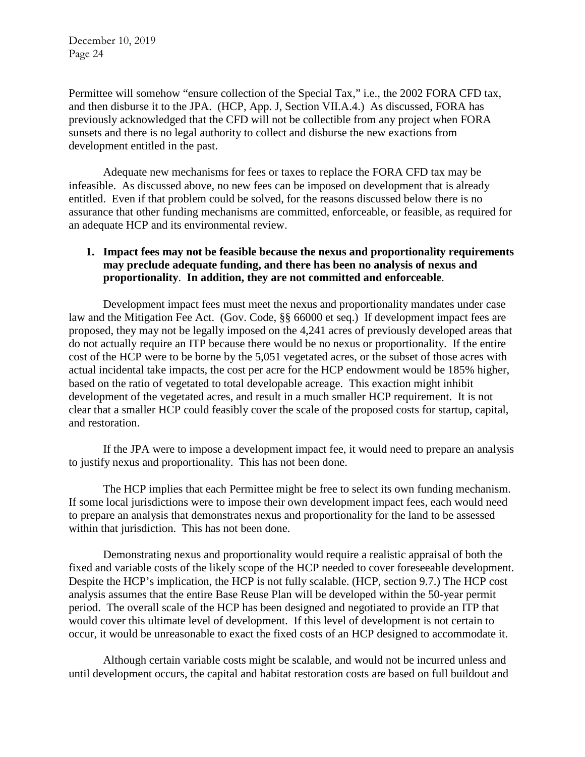Permittee will somehow "ensure collection of the Special Tax," i.e., the 2002 FORA CFD tax, and then disburse it to the JPA. (HCP, App. J, Section VII.A.4.) As discussed, FORA has previously acknowledged that the CFD will not be collectible from any project when FORA sunsets and there is no legal authority to collect and disburse the new exactions from development entitled in the past.

Adequate new mechanisms for fees or taxes to replace the FORA CFD tax may be infeasible. As discussed above, no new fees can be imposed on development that is already entitled. Even if that problem could be solved, for the reasons discussed below there is no assurance that other funding mechanisms are committed, enforceable, or feasible, as required for an adequate HCP and its environmental review.

1. **Impact fees may not be feasible because the nexus and proportionality requirements may preclude adequate funding, and there has been no analysis of nexus and proportionality. In addition, they are not committed and enforceable.**

Development impact fees must meet the nexus and proportionality mandates under case law and the Mitigation Fee Act. (Gov. Code, §§ 66000 et seq.) If development impact fees are proposed, they may not be legally imposed on the 4,241 acres of previously developed areas that do not actually require an ITP because there would be no nexus or proportionality. If the entire cost of the HCP were to be borne by the 5,051 vegetated acres, or the subset of those acres with actual incidental take impacts, the cost per acre for the HCP endowment would be 185% higher, based on the ratio of vegetated to total developable acreage. This exaction might inhibit development of the vegetated acres, and result in a much smaller HCP requirement. It is not clear that a smaller HCP could feasibly cover the scale of the proposed costs for startup, capital, and restoration.

If the JPA were to impose a development impact fee, it would need to prepare an analysis to justify nexus and proportionality. This has not been done.

The HCP implies that each Permittee might be free to select its own funding mechanism. If some local jurisdictions were to impose their own development impact fees, each would need to prepare an analysis that demonstrates nexus and proportionality for the land to be assessed within that jurisdiction. This has not been done.

Demonstrating nexus and proportionality would require a realistic appraisal of both the fixed and variable costs of the likely scope of the HCP needed to cover foreseeable development. Despite the HCP's implication, the HCP is not fully scalable. (HCP, section 9.7.) The HCP cost analysis assumes that the entire Base Reuse Plan will be developed within the 50-year permit period. The overall scale of the HCP has been designed and negotiated to provide an ITP that would cover this ultimate level of development. If this level of development is not certain to occur, it would be unreasonable to exact the fixed costs of an HCP designed to accommodate it.

Although certain variable costs might be scalable, and would not be incurred unless and until development occurs, the capital and habitat restoration costs are based on full buildout and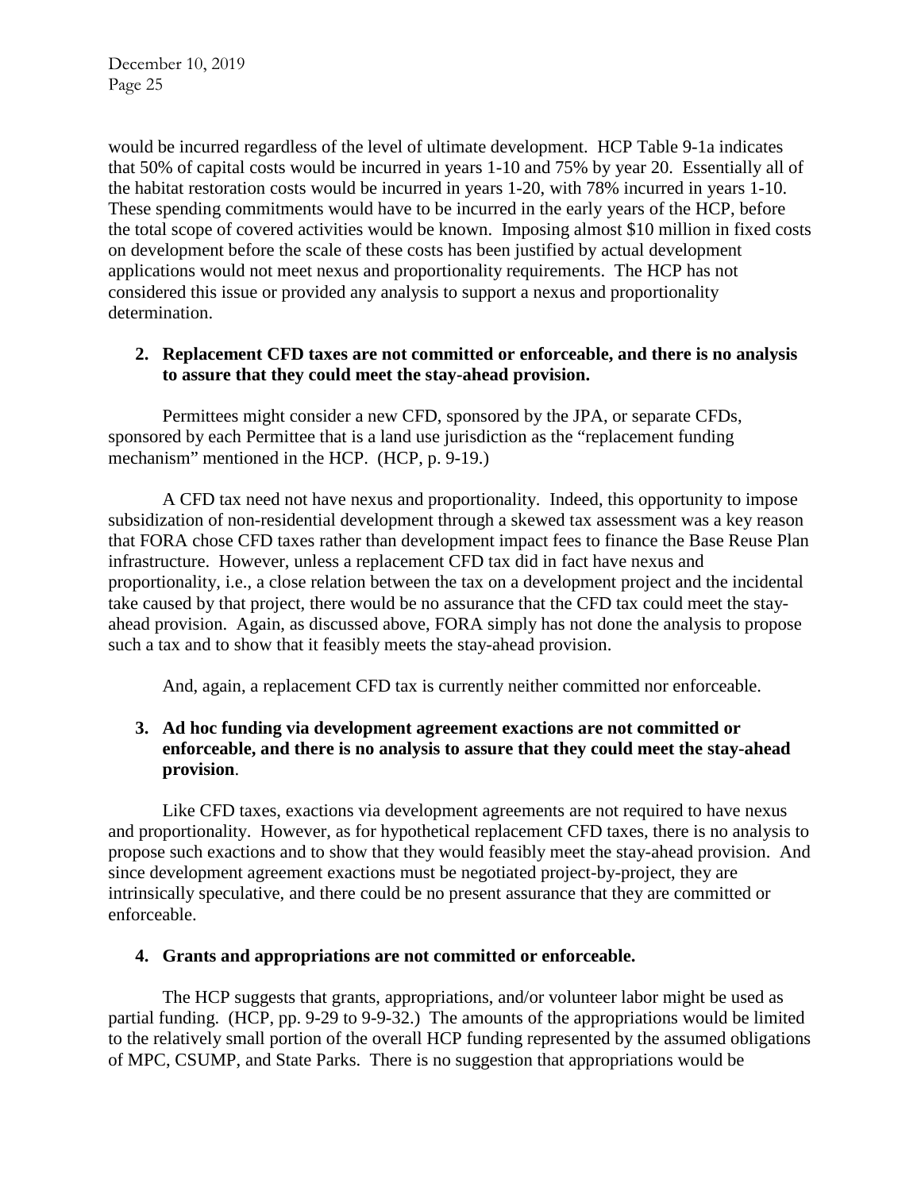would be incurred regardless of the level of ultimate development. HCP Table 9-1a indicates that 50% of capital costs would be incurred in years 1-10 and 75% by year 20. Essentially all of the habitat restoration costs would be incurred in years 1-20, with 78% incurred in years 1-10. These spending commitments would have to be incurred in the early years of the HCP, before the total scope of covered activities would be known. Imposing almost \$10 million in fixed costs on development before the scale of these costs has been justified by actual development applications would not meet nexus and proportionality requirements. The HCP has not considered this issue or provided any analysis to support a nexus and proportionality determination.

2. **Replacement CFD taxes are not committed or enforceable, and there is no analysis to assure that they could meet the stay-ahead provision.**

Permittees might consider a new CFD, sponsored by the JPA, or separate CFDs, sponsored by each Permittee that is a land use jurisdiction as the "replacement funding mechanism" mentioned in the HCP. (HCP, p. 9-19.)

A CFD tax need not have nexus and proportionality. Indeed, this opportunity to impose subsidization of non-residential development through a skewed tax assessment was a key reason that FORA chose CFD taxes rather than development impact fees to finance the Base Reuse Plan infrastructure. However, unless a replacement CFD tax did in fact have nexus and proportionality, i.e., a close relation between the tax on a development project and the incidental take caused by that project, there would be no assurance that the CFD tax could meet the stay-ahead provision. Again, as discussed above, FORA simply has not done the analysis to propose such a tax and to show that it feasibly meets the stay-ahead provision.

And, again, a replacement CFD tax is currently neither committed nor enforceable.

3. **Ad hoc funding via development agreement exactions are not committed or enforceable, and there is no analysis to assure that they could meet the stay-ahead provision**.

Like CFD taxes, exactions via development agreements are not required to have nexus and proportionality. However, as for hypothetical replacement CFD taxes, there is no analysis to propose such exactions and to show that they would feasibly meet the stay-ahead provision. And since development agreement exactions must be negotiated project-by-project, they are intrinsically speculative, and there could be no present assurance that they are committed or enforceable.

4. **Grants and appropriations are not committed or enforceable.**

The HCP suggests that grants, appropriations, and/or volunteer labor might be used as partial funding. (HCP, pp. 9-29 to 9-9-32.) The amounts of the appropriations would be limited to the relatively small portion of the overall HCP funding represented by the assumed obligations of MPC, CSUMP, and State Parks. There is no suggestion that appropriations would be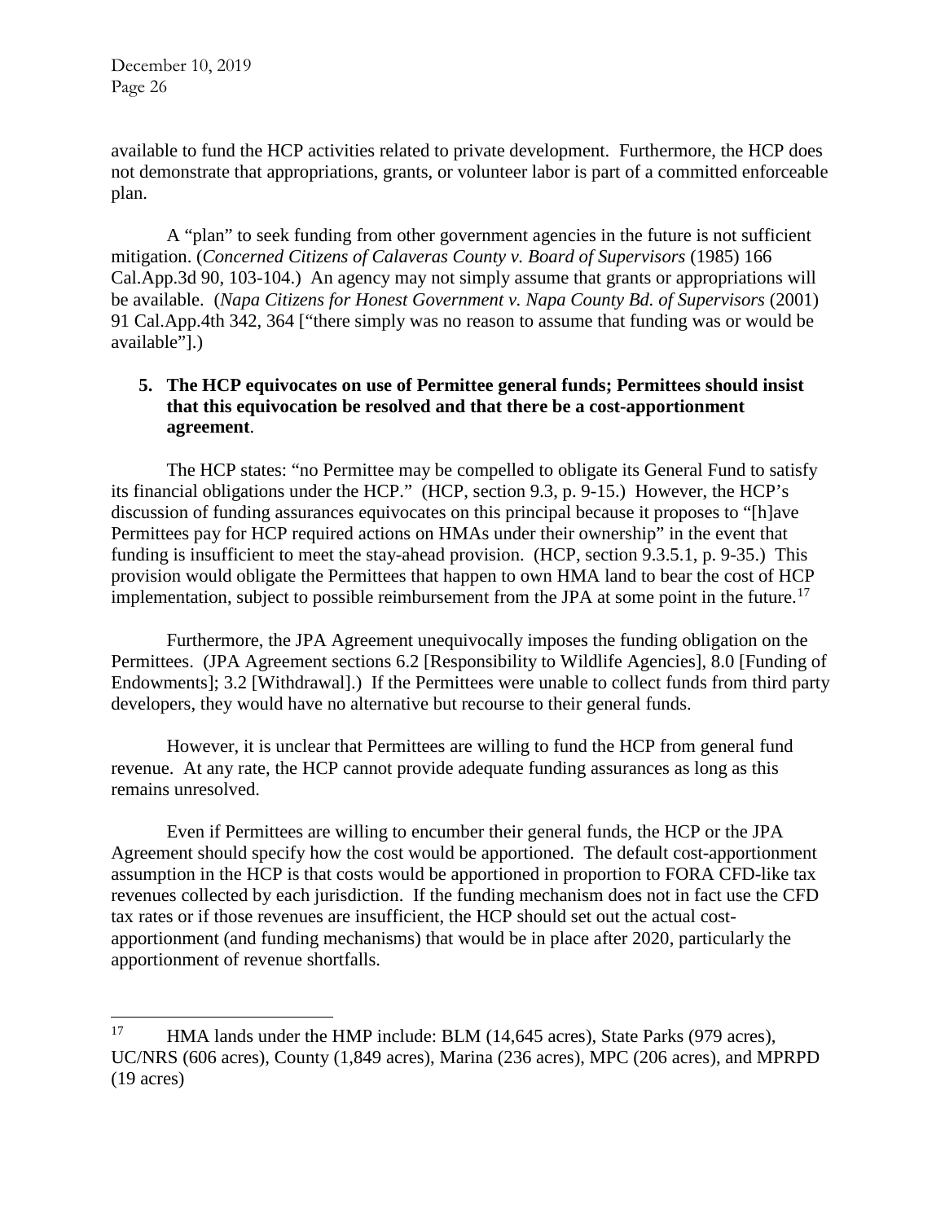available to fund the HCP activities related to private development. Furthermore, the HCP does not demonstrate that appropriations, grants, or volunteer labor is part of a committed enforceable plan.

A "plan" to seek funding from other government agencies in the future is not sufficient mitigation. (*Concerned Citizens of Calaveras County v. Board of Supervisors* (1985) 166 Cal.App.3d 90, 103-104.) An agency may not simply assume that grants or appropriations will be available. (*Napa Citizens for Honest Government v. Napa County Bd. of Supervisors* (2001) 91 Cal.App.4th 342, 364 ["there simply was no reason to assume that funding was or would be available"].)

**5. The HCP equivocates on use of Permittee general funds; Permittees should insist that this equivocation be resolved and that there be a cost-apportionment agreement**.

The HCP states: "no Permittee may be compelled to obligate its General Fund to satisfy its financial obligations under the HCP." (HCP, section 9.3, p. 9-15.) However, the HCP's discussion of funding assurances equivocates on this principal because it proposes to "[h]ave Permittees pay for HCP required actions on HMAs under their ownership" in the event that funding is insufficient to meet the stay-ahead provision. (HCP, section 9.3.5.1, p. 9-35.) This provision would obligate the Permittees that happen to own HMA land to bear the cost of HCP implementation, subject to possible reimbursement from the JPA at some point in the future.[17]

Furthermore, the JPA Agreement unequivocally imposes the funding obligation on the Permittees. (JPA Agreement sections 6.2 [Responsibility to Wildlife Agencies], 8.0 [Funding of Endowments]; 3.2 [Withdrawal].) If the Permittees were unable to collect funds from third party developers, they would have no alternative but recourse to their general funds.

However, it is unclear that Permittees are willing to fund the HCP from general fund revenue. At any rate, the HCP cannot provide adequate funding assurances as long as this remains unresolved.

Even if Permittees are willing to encumber their general funds, the HCP or the JPA Agreement should specify how the cost would be apportioned. The default cost-apportionment assumption in the HCP is that costs would be apportioned in proportion to FORA CFD-like tax revenues collected by each jurisdiction. If the funding mechanism does not in fact use the CFD tax rates or if those revenues are insufficient, the HCP should set out the actual cost-apportionment (and funding mechanisms) that would be in place after 2020, particularly the apportionment of revenue shortfalls.

---

[17] HMA lands under the HMP include: BLM (14,645 acres), State Parks (979 acres), UC/NRS (606 acres), County (1,849 acres), Marina (236 acres), MPC (206 acres), and MPRPD (19 acres)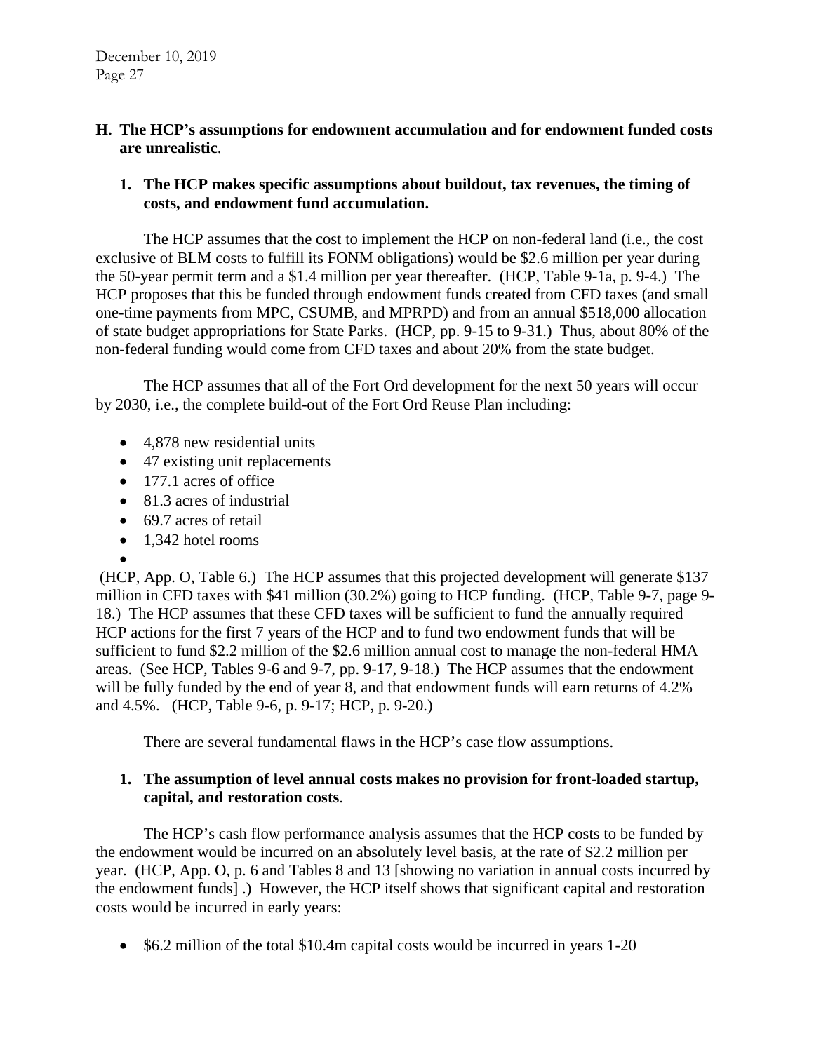## H. The HCP's assumptions for endowment accumulation and for endowment funded costs are unrealistic.

### 1. The HCP makes specific assumptions about buildout, tax revenues, the timing of costs, and endowment fund accumulation.

The HCP assumes that the cost to implement the HCP on non-federal land (i.e., the cost exclusive of BLM costs to fulfill its FONM obligations) would be $2.6 million per year during the 50-year permit term and a $1.4 million per year thereafter. (HCP, Table 9-1a, p. 9-4.) The HCP proposes that this be funded through endowment funds created from CFD taxes (and small one-time payments from MPC, CSUMB, and MPRPD) and from an annual $518,000 allocation of state budget appropriations for State Parks. (HCP, pp. 9-15 to 9-31.) Thus, about 80% of the non-federal funding would come from CFD taxes and about 20% from the state budget.

The HCP assumes that all of the Fort Ord development for the next 50 years will occur by 2030, i.e., the complete build-out of the Fort Ord Reuse Plan including:

- 4,878 new residential units
- 47 existing unit replacements
- 177.1 acres of office
- 81.3 acres of industrial
- 69.7 acres of retail
- 1,342 hotel rooms

(HCP, App. O, Table 6.) The HCP assumes that this projected development will generate $137 million in CFD taxes with $41 million (30.2%) going to HCP funding. (HCP, Table 9-7, page 9-18.) The HCP assumes that these CFD taxes will be sufficient to fund the annually required HCP actions for the first 7 years of the HCP and to fund two endowment funds that will be sufficient to fund $2.2 million of the $2.6 million annual cost to manage the non-federal HMA areas. (See HCP, Tables 9-6 and 9-7, pp. 9-17, 9-18.) The HCP assumes that the endowment will be fully funded by the end of year 8, and that endowment funds will earn returns of 4.2% and 4.5%. (HCP, Table 9-6, p. 9-17; HCP, p. 9-20.)

There are several fundamental flaws in the HCP's case flow assumptions.

### 1. The assumption of level annual costs makes no provision for front-loaded startup, capital, and restoration costs.

The HCP's cash flow performance analysis assumes that the HCP costs to be funded by the endowment would be incurred on an absolutely level basis, at the rate of $2.2 million per year. (HCP, App. O, p. 6 and Tables 8 and 13 [showing no variation in annual costs incurred by the endowment funds] .) However, the HCP itself shows that significant capital and restoration costs would be incurred in early years:

- $6.2 million of the total $10.4m capital costs would be incurred in years 1-20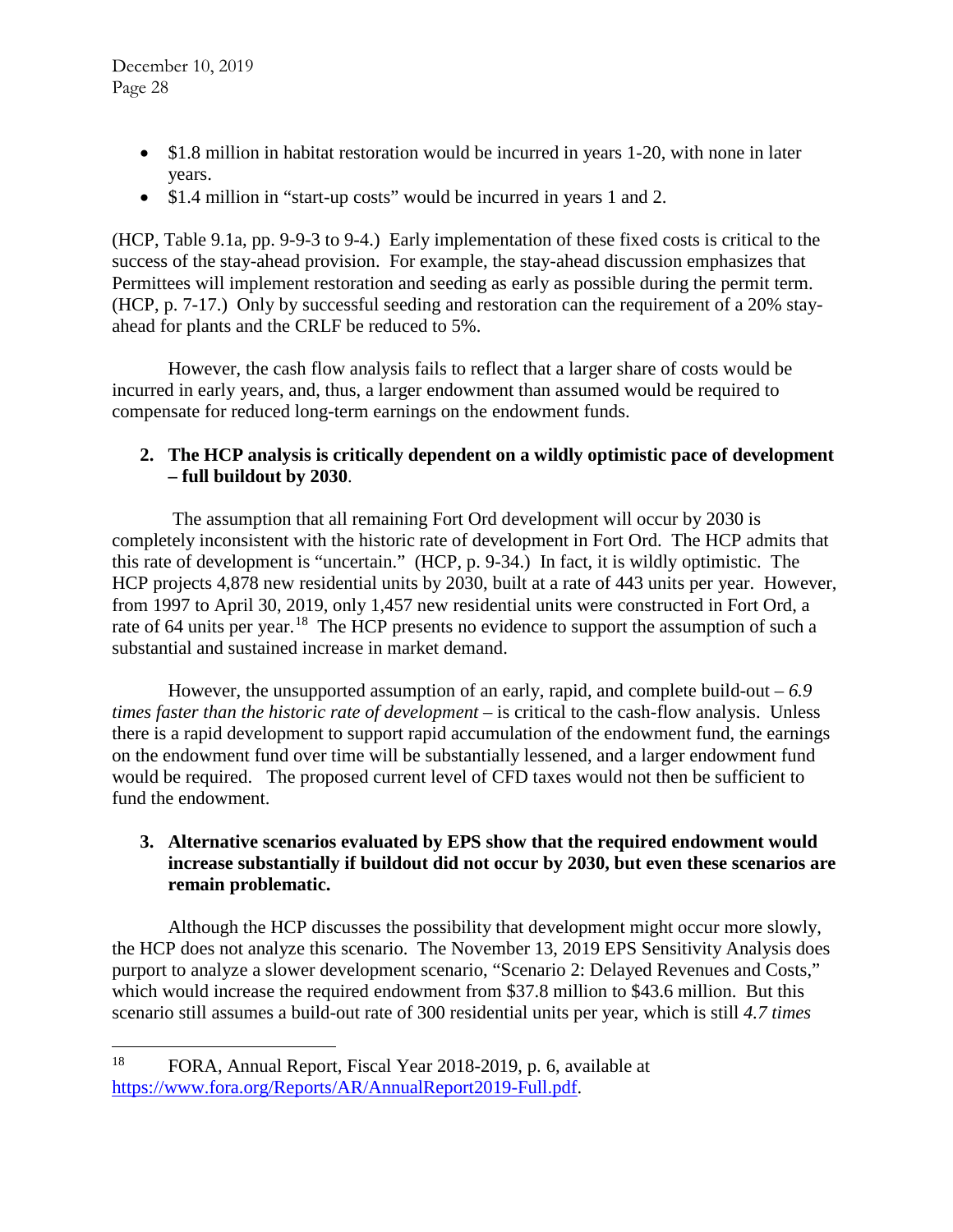- $1.8 million in habitat restoration would be incurred in years 1-20, with none in later years.
- $1.4 million in "start-up costs" would be incurred in years 1 and 2.

(HCP, Table 9.1a, pp. 9-9-3 to 9-4.) Early implementation of these fixed costs is critical to the success of the stay-ahead provision. For example, the stay-ahead discussion emphasizes that Permittees will implement restoration and seeding as early as possible during the permit term. (HCP, p. 7-17.) Only by successful seeding and restoration can the requirement of a 20% stay-ahead for plants and the CRLF be reduced to 5%.

However, the cash flow analysis fails to reflect that a larger share of costs would be incurred in early years, and, thus, a larger endowment than assumed would be required to compensate for reduced long-term earnings on the endowment funds.

**2. The HCP analysis is critically dependent on a wildly optimistic pace of development – full buildout by 2030**.

The assumption that all remaining Fort Ord development will occur by 2030 is completely inconsistent with the historic rate of development in Fort Ord. The HCP admits that this rate of development is "uncertain." (HCP, p. 9-34.) In fact, it is wildly optimistic. The HCP projects 4,878 new residential units by 2030, built at a rate of 443 units per year. However, from 1997 to April 30, 2019, only 1,457 new residential units were constructed in Fort Ord, a rate of 64 units per year.[18] The HCP presents no evidence to support the assumption of such a substantial and sustained increase in market demand.

However, the unsupported assumption of an early, rapid, and complete build-out – *6.9 times faster than the historic rate of development* – is critical to the cash-flow analysis. Unless there is a rapid development to support rapid accumulation of the endowment fund, the earnings on the endowment fund over time will be substantially lessened, and a larger endowment fund would be required. The proposed current level of CFD taxes would not then be sufficient to fund the endowment.

**3. Alternative scenarios evaluated by EPS show that the required endowment would increase substantially if buildout did not occur by 2030, but even these scenarios are remain problematic.**

Although the HCP discusses the possibility that development might occur more slowly, the HCP does not analyze this scenario. The November 13, 2019 EPS Sensitivity Analysis does purport to analyze a slower development scenario, "Scenario 2: Delayed Revenues and Costs," which would increase the required endowment from $37.8 million to $43.6 million. But this scenario still assumes a build-out rate of 300 residential units per year, which is still *4.7 times*

---

[18] FORA, Annual Report, Fiscal Year 2018-2019, p. 6, available at https://www.fora.org/Reports/AR/AnnualReport2019-Full.pdf.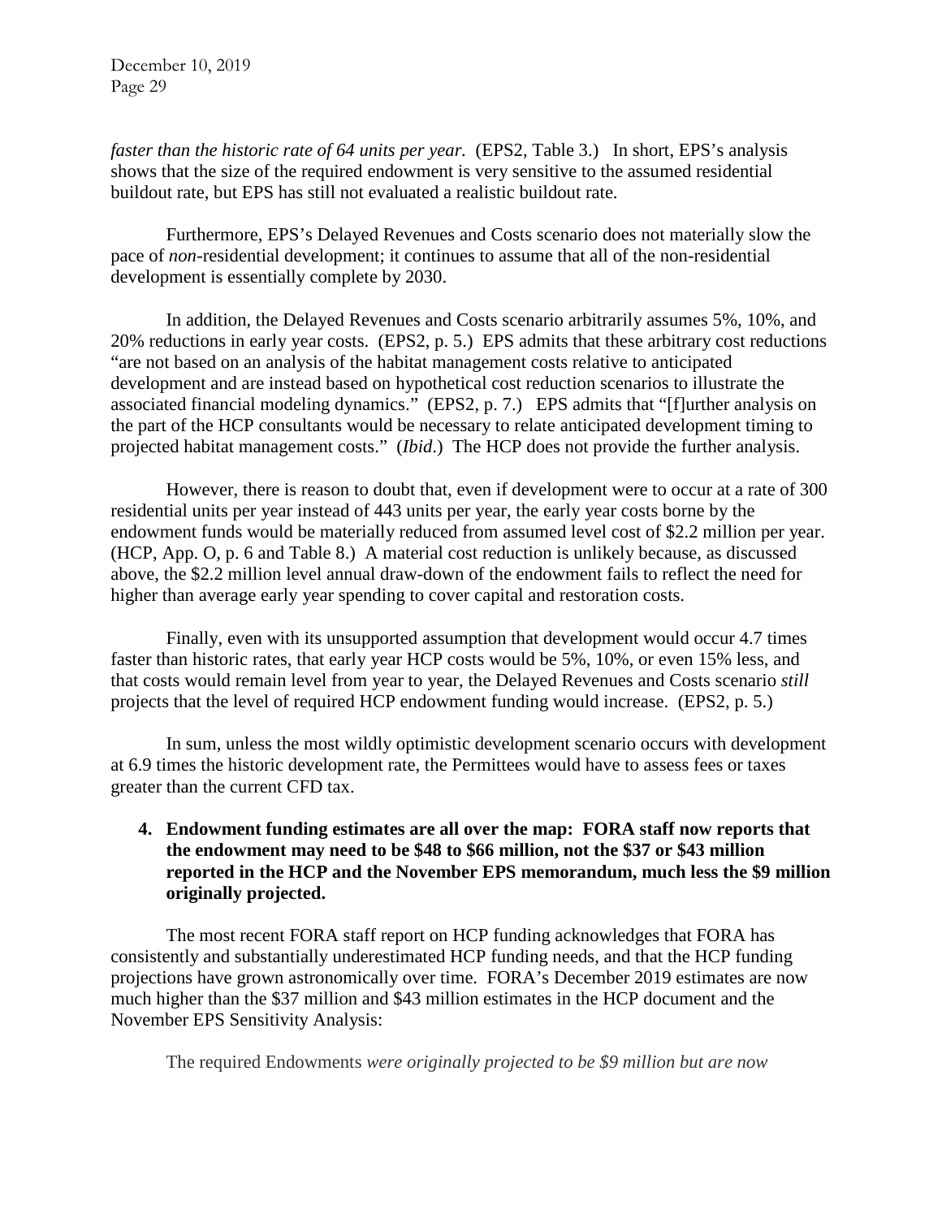*faster than the historic rate of 64 units per year*. (EPS2, Table 3.) In short, EPS's analysis shows that the size of the required endowment is very sensitive to the assumed residential buildout rate, but EPS has still not evaluated a realistic buildout rate.

Furthermore, EPS's Delayed Revenues and Costs scenario does not materially slow the pace of *non*-residential development; it continues to assume that all of the non-residential development is essentially complete by 2030.

In addition, the Delayed Revenues and Costs scenario arbitrarily assumes 5%, 10%, and 20% reductions in early year costs. (EPS2, p. 5.) EPS admits that these arbitrary cost reductions "are not based on an analysis of the habitat management costs relative to anticipated development and are instead based on hypothetical cost reduction scenarios to illustrate the associated financial modeling dynamics." (EPS2, p. 7.) EPS admits that "[f]urther analysis on the part of the HCP consultants would be necessary to relate anticipated development timing to projected habitat management costs." (*Ibid*.) The HCP does not provide the further analysis.

However, there is reason to doubt that, even if development were to occur at a rate of 300 residential units per year instead of 443 units per year, the early year costs borne by the endowment funds would be materially reduced from assumed level cost of $2.2 million per year. (HCP, App. O, p. 6 and Table 8.) A material cost reduction is unlikely because, as discussed above, the $2.2 million level annual draw-down of the endowment fails to reflect the need for higher than average early year spending to cover capital and restoration costs.

Finally, even with its unsupported assumption that development would occur 4.7 times faster than historic rates, that early year HCP costs would be 5%, 10%, or even 15% less, and that costs would remain level from year to year, the Delayed Revenues and Costs scenario *still* projects that the level of required HCP endowment funding would increase. (EPS2, p. 5.)

In sum, unless the most wildly optimistic development scenario occurs with development at 6.9 times the historic development rate, the Permittees would have to assess fees or taxes greater than the current CFD tax.

4. **Endowment funding estimates are all over the map: FORA staff now reports that the endowment may need to be $48 to $66 million, not the $37 or $43 million reported in the HCP and the November EPS memorandum, much less the $9 million originally projected.**

The most recent FORA staff report on HCP funding acknowledges that FORA has consistently and substantially underestimated HCP funding needs, and that the HCP funding projections have grown astronomically over time. FORA's December 2019 estimates are now much higher than the $37 million and $43 million estimates in the HCP document and the November EPS Sensitivity Analysis:

The required Endowments *were originally projected to be $9 million but are now*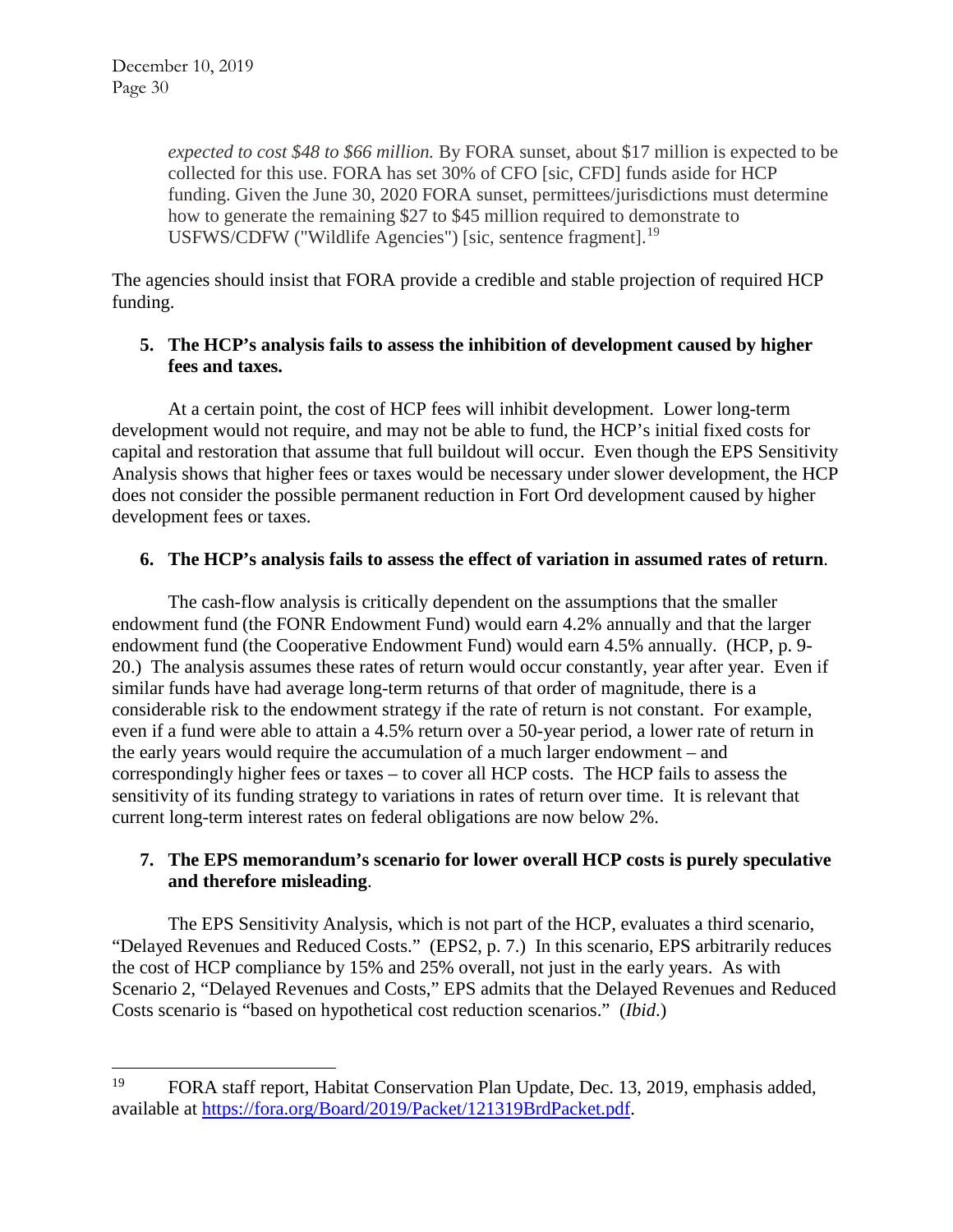> *expected to cost $48 to $66 million.* By FORA sunset, about $17 million is expected to be collected for this use. FORA has set 30% of CFO [sic, CFD] funds aside for HCP funding. Given the June 30, 2020 FORA sunset, permittees/jurisdictions must determine how to generate the remaining $27 to $45 million required to demonstrate to USFWS/CDFW ("Wildlife Agencies") [sic, sentence fragment].[19]

The agencies should insist that FORA provide a credible and stable projection of required HCP funding.

**5. The HCP's analysis fails to assess the inhibition of development caused by higher fees and taxes.**

At a certain point, the cost of HCP fees will inhibit development. Lower long-term development would not require, and may not be able to fund, the HCP's initial fixed costs for capital and restoration that assume that full buildout will occur. Even though the EPS Sensitivity Analysis shows that higher fees or taxes would be necessary under slower development, the HCP does not consider the possible permanent reduction in Fort Ord development caused by higher development fees or taxes.

**6. The HCP's analysis fails to assess the effect of variation in assumed rates of return**.

The cash-flow analysis is critically dependent on the assumptions that the smaller endowment fund (the FONR Endowment Fund) would earn 4.2% annually and that the larger endowment fund (the Cooperative Endowment Fund) would earn 4.5% annually. (HCP, p. 9-20.) The analysis assumes these rates of return would occur constantly, year after year. Even if similar funds have had average long-term returns of that order of magnitude, there is a considerable risk to the endowment strategy if the rate of return is not constant. For example, even if a fund were able to attain a 4.5% return over a 50-year period, a lower rate of return in the early years would require the accumulation of a much larger endowment – and correspondingly higher fees or taxes – to cover all HCP costs. The HCP fails to assess the sensitivity of its funding strategy to variations in rates of return over time. It is relevant that current long-term interest rates on federal obligations are now below 2%.

**7. The EPS memorandum's scenario for lower overall HCP costs is purely speculative and therefore misleading**.

The EPS Sensitivity Analysis, which is not part of the HCP, evaluates a third scenario, "Delayed Revenues and Reduced Costs." (EPS2, p. 7.) In this scenario, EPS arbitrarily reduces the cost of HCP compliance by 15% and 25% overall, not just in the early years. As with Scenario 2, "Delayed Revenues and Costs," EPS admits that the Delayed Revenues and Reduced Costs scenario is "based on hypothetical cost reduction scenarios." (*Ibid.*)

---

[19] FORA staff report, Habitat Conservation Plan Update, Dec. 13, 2019, emphasis added, available at https://fora.org/Board/2019/Packet/121319BrdPacket.pdf.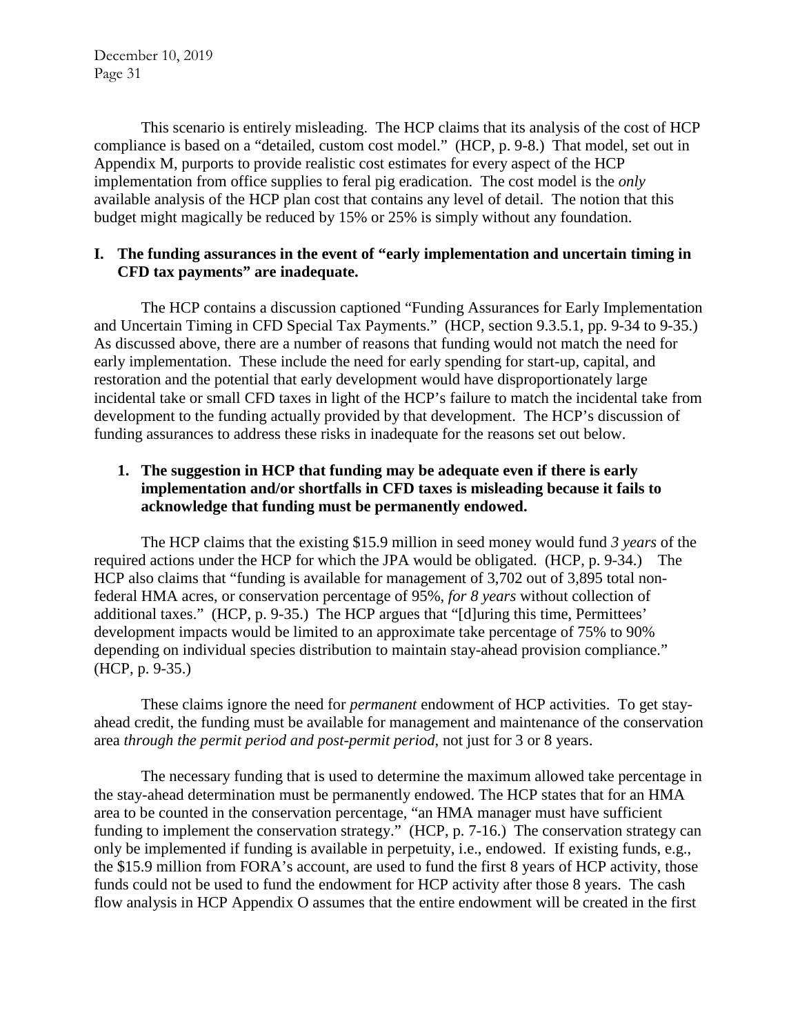This scenario is entirely misleading. The HCP claims that its analysis of the cost of HCP compliance is based on a "detailed, custom cost model." (HCP, p. 9-8.) That model, set out in Appendix M, purports to provide realistic cost estimates for every aspect of the HCP implementation from office supplies to feral pig eradication. The cost model is the *only* available analysis of the HCP plan cost that contains any level of detail. The notion that this budget might magically be reduced by 15% or 25% is simply without any foundation.

## I. The funding assurances in the event of "early implementation and uncertain timing in CFD tax payments" are inadequate.

The HCP contains a discussion captioned "Funding Assurances for Early Implementation and Uncertain Timing in CFD Special Tax Payments." (HCP, section 9.3.5.1, pp. 9-34 to 9-35.) As discussed above, there are a number of reasons that funding would not match the need for early implementation. These include the need for early spending for start-up, capital, and restoration and the potential that early development would have disproportionately large incidental take or small CFD taxes in light of the HCP's failure to match the incidental take from development to the funding actually provided by that development. The HCP's discussion of funding assurances to address these risks in inadequate for the reasons set out below.

### 1. The suggestion in HCP that funding may be adequate even if there is early implementation and/or shortfalls in CFD taxes is misleading because it fails to acknowledge that funding must be permanently endowed.

The HCP claims that the existing $15.9 million in seed money would fund *3 years* of the required actions under the HCP for which the JPA would be obligated. (HCP, p. 9-34.) The HCP also claims that "funding is available for management of 3,702 out of 3,895 total non-federal HMA acres, or conservation percentage of 95%, *for 8 years* without collection of additional taxes." (HCP, p. 9-35.) The HCP argues that "[d]uring this time, Permittees' development impacts would be limited to an approximate take percentage of 75% to 90% depending on individual species distribution to maintain stay-ahead provision compliance." (HCP, p. 9-35.)

These claims ignore the need for *permanent* endowment of HCP activities. To get stay-ahead credit, the funding must be available for management and maintenance of the conservation area *through the permit period and post-permit period*, not just for 3 or 8 years.

The necessary funding that is used to determine the maximum allowed take percentage in the stay-ahead determination must be permanently endowed. The HCP states that for an HMA area to be counted in the conservation percentage, "an HMA manager must have sufficient funding to implement the conservation strategy." (HCP, p. 7-16.) The conservation strategy can only be implemented if funding is available in perpetuity, i.e., endowed. If existing funds, e.g., the $15.9 million from FORA's account, are used to fund the first 8 years of HCP activity, those funds could not be used to fund the endowment for HCP activity after those 8 years. The cash flow analysis in HCP Appendix O assumes that the entire endowment will be created in the first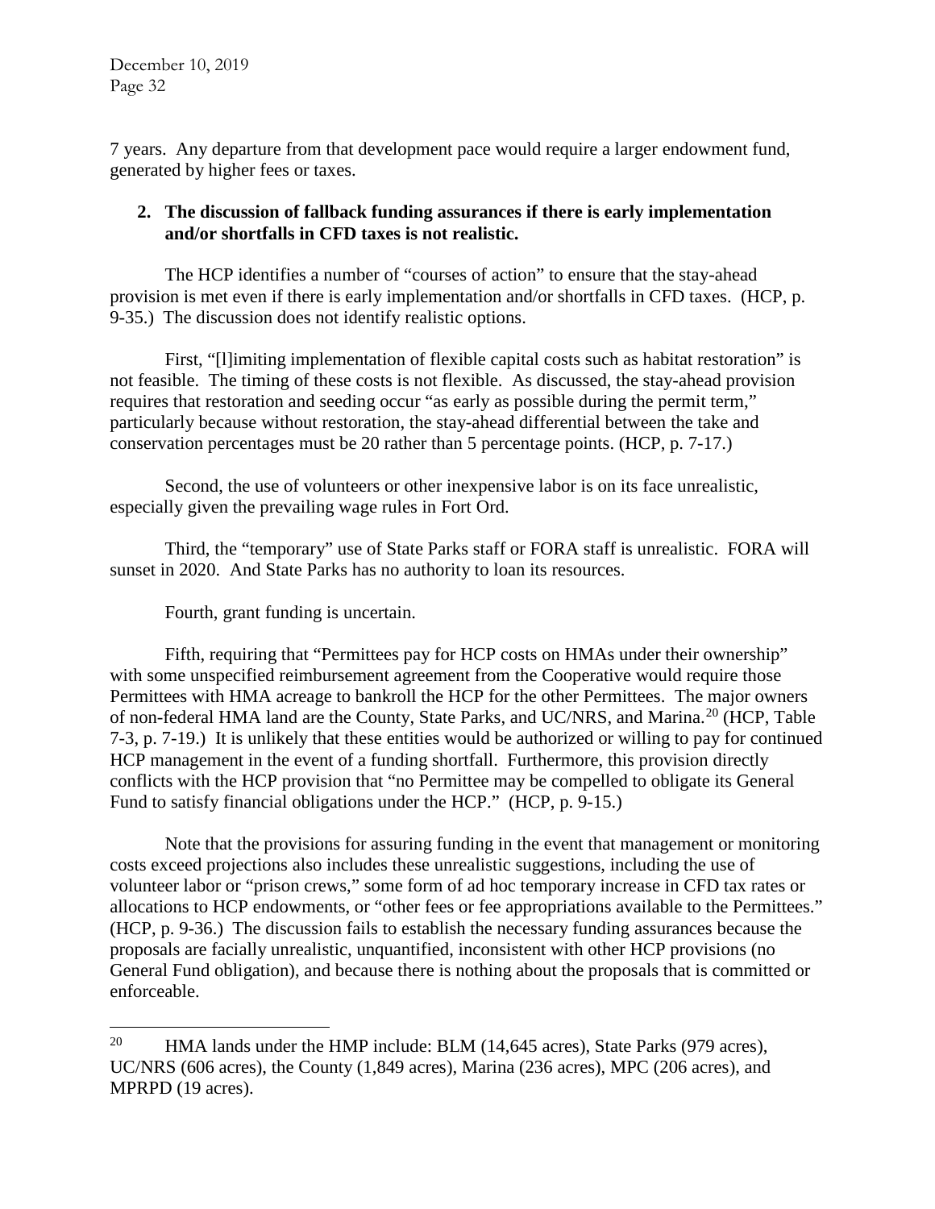7 years. Any departure from that development pace would require a larger endowment fund, generated by higher fees or taxes.

**2. The discussion of fallback funding assurances if there is early implementation and/or shortfalls in CFD taxes is not realistic.**

The HCP identifies a number of "courses of action" to ensure that the stay-ahead provision is met even if there is early implementation and/or shortfalls in CFD taxes. (HCP, p. 9-35.) The discussion does not identify realistic options.

First, "[l]imiting implementation of flexible capital costs such as habitat restoration" is not feasible. The timing of these costs is not flexible. As discussed, the stay-ahead provision requires that restoration and seeding occur "as early as possible during the permit term," particularly because without restoration, the stay-ahead differential between the take and conservation percentages must be 20 rather than 5 percentage points. (HCP, p. 7-17.)

Second, the use of volunteers or other inexpensive labor is on its face unrealistic, especially given the prevailing wage rules in Fort Ord.

Third, the "temporary" use of State Parks staff or FORA staff is unrealistic. FORA will sunset in 2020. And State Parks has no authority to loan its resources.

Fourth, grant funding is uncertain.

Fifth, requiring that "Permittees pay for HCP costs on HMAs under their ownership" with some unspecified reimbursement agreement from the Cooperative would require those Permittees with HMA acreage to bankroll the HCP for the other Permittees. The major owners of non-federal HMA land are the County, State Parks, and UC/NRS, and Marina.[20] (HCP, Table 7-3, p. 7-19.) It is unlikely that these entities would be authorized or willing to pay for continued HCP management in the event of a funding shortfall. Furthermore, this provision directly conflicts with the HCP provision that "no Permittee may be compelled to obligate its General Fund to satisfy financial obligations under the HCP." (HCP, p. 9-15.)

Note that the provisions for assuring funding in the event that management or monitoring costs exceed projections also includes these unrealistic suggestions, including the use of volunteer labor or "prison crews," some form of ad hoc temporary increase in CFD tax rates or allocations to HCP endowments, or "other fees or fee appropriations available to the Permittees." (HCP, p. 9-36.) The discussion fails to establish the necessary funding assurances because the proposals are facially unrealistic, unquantified, inconsistent with other HCP provisions (no General Fund obligation), and because there is nothing about the proposals that is committed or enforceable.

---

[20] HMA lands under the HMP include: BLM (14,645 acres), State Parks (979 acres), UC/NRS (606 acres), the County (1,849 acres), Marina (236 acres), MPC (206 acres), and MPRPD (19 acres).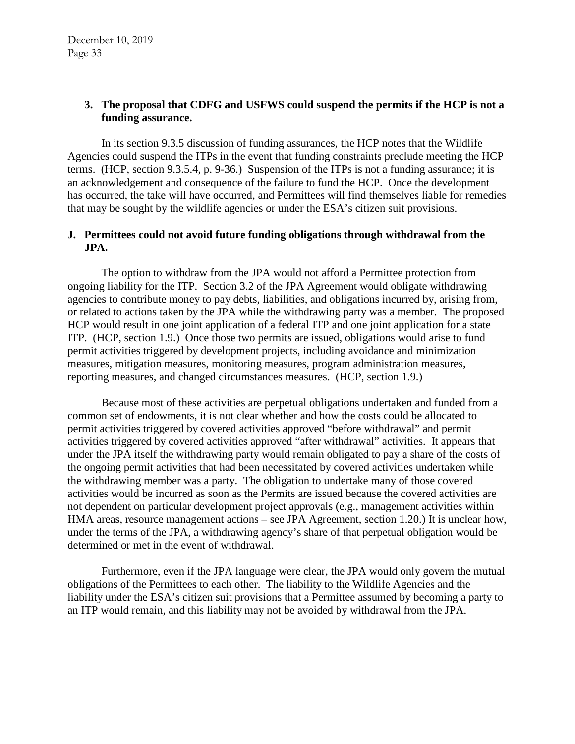### 3. The proposal that CDFG and USFWS could suspend the permits if the HCP is not a funding assurance.

In its section 9.3.5 discussion of funding assurances, the HCP notes that the Wildlife Agencies could suspend the ITPs in the event that funding constraints preclude meeting the HCP terms. (HCP, section 9.3.5.4, p. 9-36.) Suspension of the ITPs is not a funding assurance; it is an acknowledgement and consequence of the failure to fund the HCP. Once the development has occurred, the take will have occurred, and Permittees will find themselves liable for remedies that may be sought by the wildlife agencies or under the ESA's citizen suit provisions.

## J. Permittees could not avoid future funding obligations through withdrawal from the JPA.

The option to withdraw from the JPA would not afford a Permittee protection from ongoing liability for the ITP. Section 3.2 of the JPA Agreement would obligate withdrawing agencies to contribute money to pay debts, liabilities, and obligations incurred by, arising from, or related to actions taken by the JPA while the withdrawing party was a member. The proposed HCP would result in one joint application of a federal ITP and one joint application for a state ITP. (HCP, section 1.9.) Once those two permits are issued, obligations would arise to fund permit activities triggered by development projects, including avoidance and minimization measures, mitigation measures, monitoring measures, program administration measures, reporting measures, and changed circumstances measures. (HCP, section 1.9.)

Because most of these activities are perpetual obligations undertaken and funded from a common set of endowments, it is not clear whether and how the costs could be allocated to permit activities triggered by covered activities approved "before withdrawal" and permit activities triggered by covered activities approved "after withdrawal" activities. It appears that under the JPA itself the withdrawing party would remain obligated to pay a share of the costs of the ongoing permit activities that had been necessitated by covered activities undertaken while the withdrawing member was a party. The obligation to undertake many of those covered activities would be incurred as soon as the Permits are issued because the covered activities are not dependent on particular development project approvals (e.g., management activities within HMA areas, resource management actions – see JPA Agreement, section 1.20.) It is unclear how, under the terms of the JPA, a withdrawing agency's share of that perpetual obligation would be determined or met in the event of withdrawal.

Furthermore, even if the JPA language were clear, the JPA would only govern the mutual obligations of the Permittees to each other. The liability to the Wildlife Agencies and the liability under the ESA's citizen suit provisions that a Permittee assumed by becoming a party to an ITP would remain, and this liability may not be avoided by withdrawal from the JPA.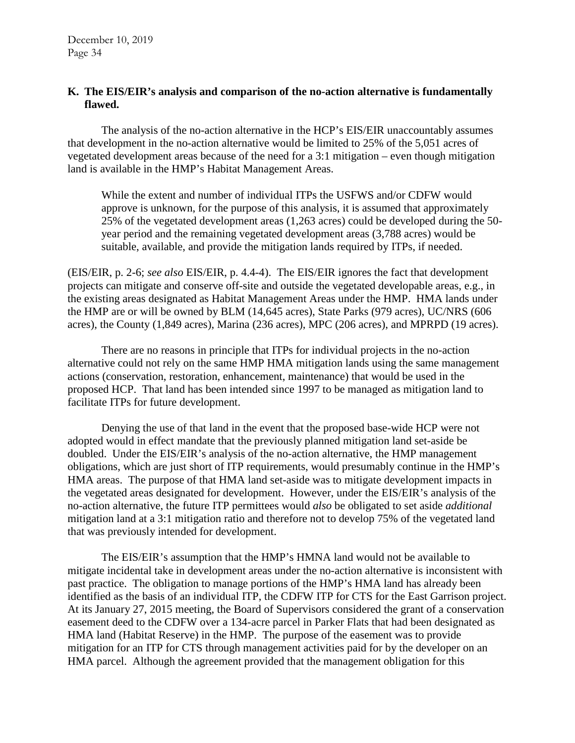**K. The EIS/EIR's analysis and comparison of the no-action alternative is fundamentally flawed.**

The analysis of the no-action alternative in the HCP's EIS/EIR unaccountably assumes that development in the no-action alternative would be limited to 25% of the 5,051 acres of vegetated development areas because of the need for a 3:1 mitigation – even though mitigation land is available in the HMP's Habitat Management Areas.

> While the extent and number of individual ITPs the USFWS and/or CDFW would approve is unknown, for the purpose of this analysis, it is assumed that approximately 25% of the vegetated development areas (1,263 acres) could be developed during the 50-year period and the remaining vegetated development areas (3,788 acres) would be suitable, available, and provide the mitigation lands required by ITPs, if needed.

(EIS/EIR, p. 2-6; *see also* EIS/EIR, p. 4.4-4). The EIS/EIR ignores the fact that development projects can mitigate and conserve off-site and outside the vegetated developable areas, e.g., in the existing areas designated as Habitat Management Areas under the HMP. HMA lands under the HMP are or will be owned by BLM (14,645 acres), State Parks (979 acres), UC/NRS (606 acres), the County (1,849 acres), Marina (236 acres), MPC (206 acres), and MPRPD (19 acres).

There are no reasons in principle that ITPs for individual projects in the no-action alternative could not rely on the same HMP HMA mitigation lands using the same management actions (conservation, restoration, enhancement, maintenance) that would be used in the proposed HCP. That land has been intended since 1997 to be managed as mitigation land to facilitate ITPs for future development.

Denying the use of that land in the event that the proposed base-wide HCP were not adopted would in effect mandate that the previously planned mitigation land set-aside be doubled. Under the EIS/EIR's analysis of the no-action alternative, the HMP management obligations, which are just short of ITP requirements, would presumably continue in the HMP's HMA areas. The purpose of that HMA land set-aside was to mitigate development impacts in the vegetated areas designated for development. However, under the EIS/EIR's analysis of the no-action alternative, the future ITP permittees would *also* be obligated to set aside *additional* mitigation land at a 3:1 mitigation ratio and therefore not to develop 75% of the vegetated land that was previously intended for development.

The EIS/EIR's assumption that the HMP's HMNA land would not be available to mitigate incidental take in development areas under the no-action alternative is inconsistent with past practice. The obligation to manage portions of the HMP's HMA land has already been identified as the basis of an individual ITP, the CDFW ITP for CTS for the East Garrison project. At its January 27, 2015 meeting, the Board of Supervisors considered the grant of a conservation easement deed to the CDFW over a 134-acre parcel in Parker Flats that had been designated as HMA land (Habitat Reserve) in the HMP. The purpose of the easement was to provide mitigation for an ITP for CTS through management activities paid for by the developer on an HMA parcel. Although the agreement provided that the management obligation for this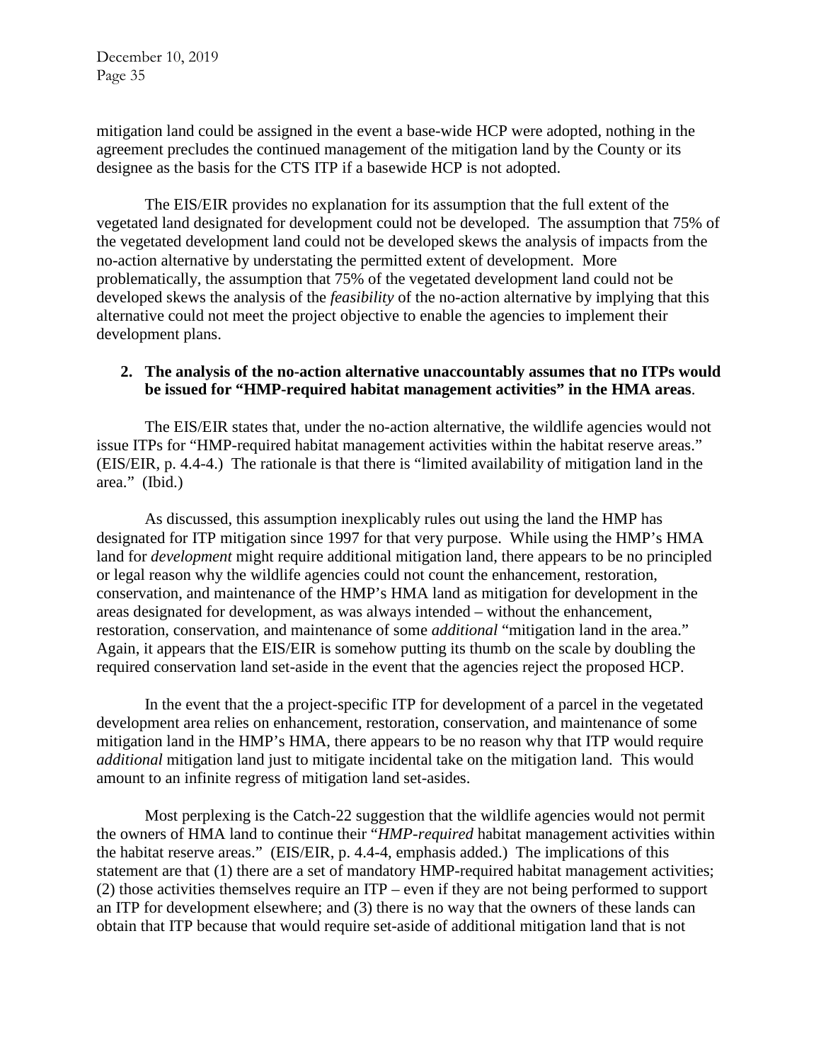mitigation land could be assigned in the event a base-wide HCP were adopted, nothing in the agreement precludes the continued management of the mitigation land by the County or its designee as the basis for the CTS ITP if a basewide HCP is not adopted.

The EIS/EIR provides no explanation for its assumption that the full extent of the vegetated land designated for development could not be developed. The assumption that 75% of the vegetated development land could not be developed skews the analysis of impacts from the no-action alternative by understating the permitted extent of development. More problematically, the assumption that 75% of the vegetated development land could not be developed skews the analysis of the *feasibility* of the no-action alternative by implying that this alternative could not meet the project objective to enable the agencies to implement their development plans.

**2. The analysis of the no-action alternative unaccountably assumes that no ITPs would be issued for "HMP-required habitat management activities" in the HMA areas**.

The EIS/EIR states that, under the no-action alternative, the wildlife agencies would not issue ITPs for "HMP-required habitat management activities within the habitat reserve areas." (EIS/EIR, p. 4.4-4.) The rationale is that there is "limited availability of mitigation land in the area." (Ibid.)

As discussed, this assumption inexplicably rules out using the land the HMP has designated for ITP mitigation since 1997 for that very purpose. While using the HMP's HMA land for *development* might require additional mitigation land, there appears to be no principled or legal reason why the wildlife agencies could not count the enhancement, restoration, conservation, and maintenance of the HMP's HMA land as mitigation for development in the areas designated for development, as was always intended – without the enhancement, restoration, conservation, and maintenance of some *additional* "mitigation land in the area." Again, it appears that the EIS/EIR is somehow putting its thumb on the scale by doubling the required conservation land set-aside in the event that the agencies reject the proposed HCP.

In the event that the a project-specific ITP for development of a parcel in the vegetated development area relies on enhancement, restoration, conservation, and maintenance of some mitigation land in the HMP's HMA, there appears to be no reason why that ITP would require *additional* mitigation land just to mitigate incidental take on the mitigation land. This would amount to an infinite regress of mitigation land set-asides.

Most perplexing is the Catch-22 suggestion that the wildlife agencies would not permit the owners of HMA land to continue their "*HMP-required* habitat management activities within the habitat reserve areas." (EIS/EIR, p. 4.4-4, emphasis added.) The implications of this statement are that (1) there are a set of mandatory HMP-required habitat management activities; (2) those activities themselves require an ITP – even if they are not being performed to support an ITP for development elsewhere; and (3) there is no way that the owners of these lands can obtain that ITP because that would require set-aside of additional mitigation land that is not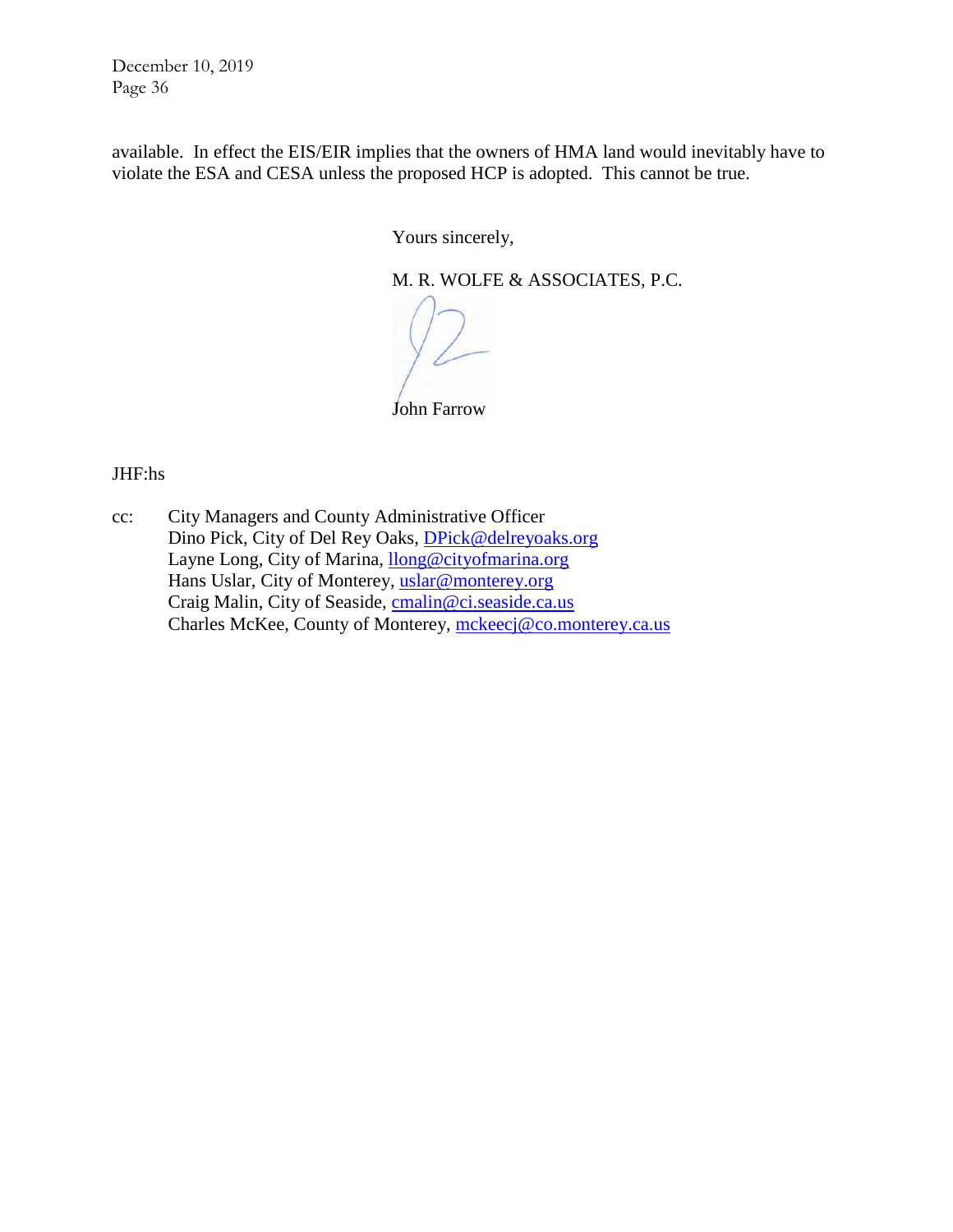available. In effect the EIS/EIR implies that the owners of HMA land would inevitably have to violate the ESA and CESA unless the proposed HCP is adopted. This cannot be true.

Yours sincerely,

M. R. WOLFE & ASSOCIATES, P.C.

John Farrow

JHF:hs

cc: City Managers and County Administrative Officer
Dino Pick, City of Del Rey Oaks, DPick@delreyoaks.org
Layne Long, City of Marina, llong@cityofmarina.org
Hans Uslar, City of Monterey, uslar@monterey.org
Craig Malin, City of Seaside, cmalin@ci.seaside.ca.us
Charles McKee, County of Monterey, mckeecj@co.monterey.ca.us